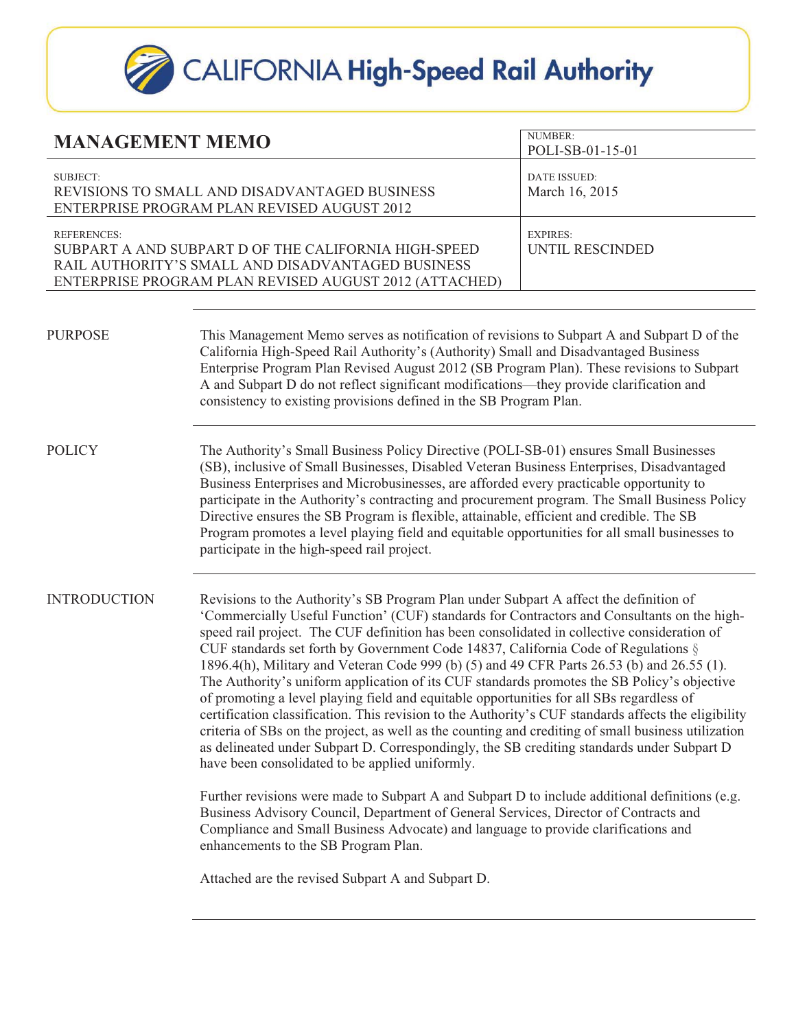# CALIFORNIA High-Speed Rail Authority

| MANAGEMENT MEMO | NUMBER: POLI-SB-01-15-01 |
|---|---|
| SUBJECT: REVISIONS TO SMALL AND DISADVANTAGED BUSINESS ENTERPRISE PROGRAM PLAN REVISED AUGUST 2012 | DATE ISSUED: March 16, 2015 |
| REFERENCES: SUBPART A AND SUBPART D OF THE CALIFORNIA HIGH-SPEED RAIL AUTHORITY'S SMALL AND DISADVANTAGED BUSINESS ENTERPRISE PROGRAM PLAN REVISED AUGUST 2012 (ATTACHED) | EXPIRES: UNTIL RESCINDED |

## PURPOSE

This Management Memo serves as notification of revisions to Subpart A and Subpart D of the California High-Speed Rail Authority's (Authority) Small and Disadvantaged Business Enterprise Program Plan Revised August 2012 (SB Program Plan). These revisions to Subpart A and Subpart D do not reflect significant modifications—they provide clarification and consistency to existing provisions defined in the SB Program Plan.

## POLICY

The Authority's Small Business Policy Directive (POLI-SB-01) ensures Small Businesses (SB), inclusive of Small Businesses, Disabled Veteran Business Enterprises, Disadvantaged Business Enterprises and Microbusinesses, are afforded every practicable opportunity to participate in the Authority's contracting and procurement program. The Small Business Policy Directive ensures the SB Program is flexible, attainable, efficient and credible. The SB Program promotes a level playing field and equitable opportunities for all small businesses to participate in the high-speed rail project.

## INTRODUCTION

Revisions to the Authority's SB Program Plan under Subpart A affect the definition of 'Commercially Useful Function' (CUF) standards for Contractors and Consultants on the high-speed rail project. The CUF definition has been consolidated in collective consideration of CUF standards set forth by Government Code 14837, California Code of Regulations § 1896.4(h), Military and Veteran Code 999 (b) (5) and 49 CFR Parts 26.53 (b) and 26.55 (1). The Authority's uniform application of its CUF standards promotes the SB Policy's objective of promoting a level playing field and equitable opportunities for all SBs regardless of certification classification. This revision to the Authority's CUF standards affects the eligibility criteria of SBs on the project, as well as the counting and crediting of small business utilization as delineated under Subpart D. Correspondingly, the SB crediting standards under Subpart D have been consolidated to be applied uniformly.

Further revisions were made to Subpart A and Subpart D to include additional definitions (e.g. Business Advisory Council, Department of General Services, Director of Contracts and Compliance and Small Business Advocate) and language to provide clarifications and enhancements to the SB Program Plan.

Attached are the revised Subpart A and Subpart D.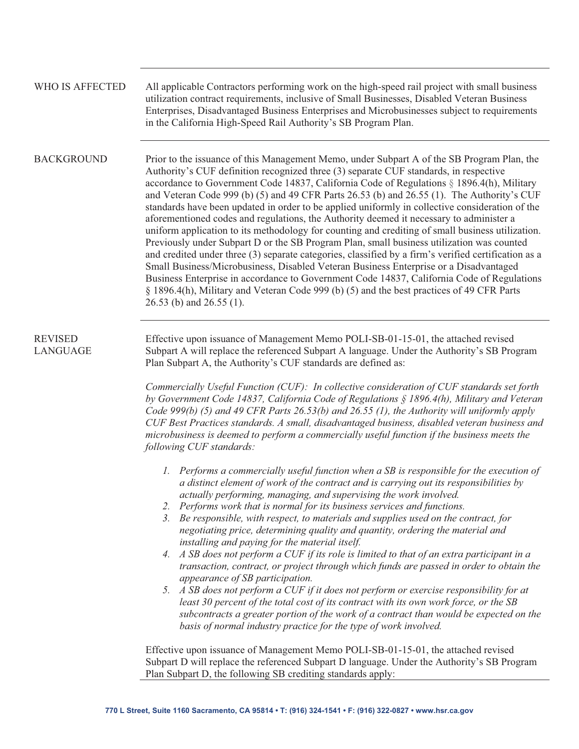**WHO IS AFFECTED**

All applicable Contractors performing work on the high-speed rail project with small business utilization contract requirements, inclusive of Small Businesses, Disabled Veteran Business Enterprises, Disadvantaged Business Enterprises and Microbusinesses subject to requirements in the California High-Speed Rail Authority's SB Program Plan.

**BACKGROUND**

Prior to the issuance of this Management Memo, under Subpart A of the SB Program Plan, the Authority's CUF definition recognized three (3) separate CUF standards, in respective accordance to Government Code 14837, California Code of Regulations § 1896.4(h), Military and Veteran Code 999 (b) (5) and 49 CFR Parts 26.53 (b) and 26.55 (1). The Authority's CUF standards have been updated in order to be applied uniformly in collective consideration of the aforementioned codes and regulations, the Authority deemed it necessary to administer a uniform application to its methodology for counting and crediting of small business utilization. Previously under Subpart D or the SB Program Plan, small business utilization was counted and credited under three (3) separate categories, classified by a firm's verified certification as a Small Business/Microbusiness, Disabled Veteran Business Enterprise or a Disadvantaged Business Enterprise in accordance to Government Code 14837, California Code of Regulations § 1896.4(h), Military and Veteran Code 999 (b) (5) and the best practices of 49 CFR Parts 26.53 (b) and 26.55 (1).

**REVISED LANGUAGE**

Effective upon issuance of Management Memo POLI-SB-01-15-01, the attached revised Subpart A will replace the referenced Subpart A language. Under the Authority's SB Program Plan Subpart A, the Authority's CUF standards are defined as:

*Commercially Useful Function (CUF): In collective consideration of CUF standards set forth by Government Code 14837, California Code of Regulations § 1896.4(h), Military and Veteran Code 999(b) (5) and 49 CFR Parts 26.53(b) and 26.55 (1), the Authority will uniformly apply CUF Best Practices standards. A small, disadvantaged business, disabled veteran business and microbusiness is deemed to perform a commercially useful function if the business meets the following CUF standards:*

1. *Performs a commercially useful function when a SB is responsible for the execution of a distinct element of work of the contract and is carrying out its responsibilities by actually performing, managing, and supervising the work involved.*
2. *Performs work that is normal for its business services and functions.*
3. *Be responsible, with respect, to materials and supplies used on the contract, for negotiating price, determining quality and quantity, ordering the material and installing and paying for the material itself.*
4. *A SB does not perform a CUF if its role is limited to that of an extra participant in a transaction, contract, or project through which funds are passed in order to obtain the appearance of SB participation.*
5. *A SB does not perform a CUF if it does not perform or exercise responsibility for at least 30 percent of the total cost of its contract with its own work force, or the SB subcontracts a greater portion of the work of a contract than would be expected on the basis of normal industry practice for the type of work involved.*

Effective upon issuance of Management Memo POLI-SB-01-15-01, the attached revised Subpart D will replace the referenced Subpart D language. Under the Authority's SB Program Plan Subpart D, the following SB crediting standards apply: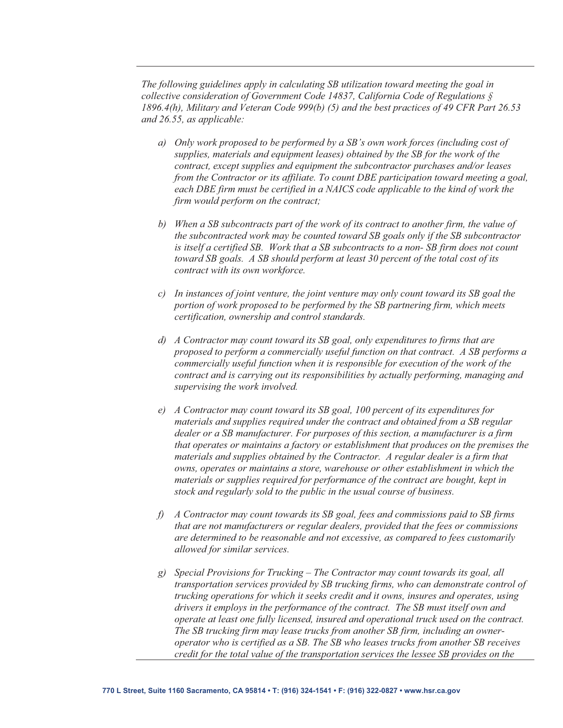*The following guidelines apply in calculating SB utilization toward meeting the goal in collective consideration of Government Code 14837, California Code of Regulations § 1896.4(h), Military and Veteran Code 999(b) (5) and the best practices of 49 CFR Part 26.53 and 26.55, as applicable:*

*a) Only work proposed to be performed by a SB's own work forces (including cost of supplies, materials and equipment leases) obtained by the SB for the work of the contract, except supplies and equipment the subcontractor purchases and/or leases from the Contractor or its affiliate. To count DBE participation toward meeting a goal, each DBE firm must be certified in a NAICS code applicable to the kind of work the firm would perform on the contract;*

*b) When a SB subcontracts part of the work of its contract to another firm, the value of the subcontracted work may be counted toward SB goals only if the SB subcontractor is itself a certified SB. Work that a SB subcontracts to a non- SB firm does not count toward SB goals. A SB should perform at least 30 percent of the total cost of its contract with its own workforce.*

*c) In instances of joint venture, the joint venture may only count toward its SB goal the portion of work proposed to be performed by the SB partnering firm, which meets certification, ownership and control standards.*

*d) A Contractor may count toward its SB goal, only expenditures to firms that are proposed to perform a commercially useful function on that contract. A SB performs a commercially useful function when it is responsible for execution of the work of the contract and is carrying out its responsibilities by actually performing, managing and supervising the work involved.*

*e) A Contractor may count toward its SB goal, 100 percent of its expenditures for materials and supplies required under the contract and obtained from a SB regular dealer or a SB manufacturer. For purposes of this section, a manufacturer is a firm that operates or maintains a factory or establishment that produces on the premises the materials and supplies obtained by the Contractor. A regular dealer is a firm that owns, operates or maintains a store, warehouse or other establishment in which the materials or supplies required for performance of the contract are bought, kept in stock and regularly sold to the public in the usual course of business.*

*f) A Contractor may count towards its SB goal, fees and commissions paid to SB firms that are not manufacturers or regular dealers, provided that the fees or commissions are determined to be reasonable and not excessive, as compared to fees customarily allowed for similar services.*

*g) Special Provisions for Trucking – The Contractor may count towards its goal, all transportation services provided by SB trucking firms, who can demonstrate control of trucking operations for which it seeks credit and it owns, insures and operates, using drivers it employs in the performance of the contract. The SB must itself own and operate at least one fully licensed, insured and operational truck used on the contract. The SB trucking firm may lease trucks from another SB firm, including an owner-operator who is certified as a SB. The SB who leases trucks from another SB receives credit for the total value of the transportation services the lessee SB provides on the*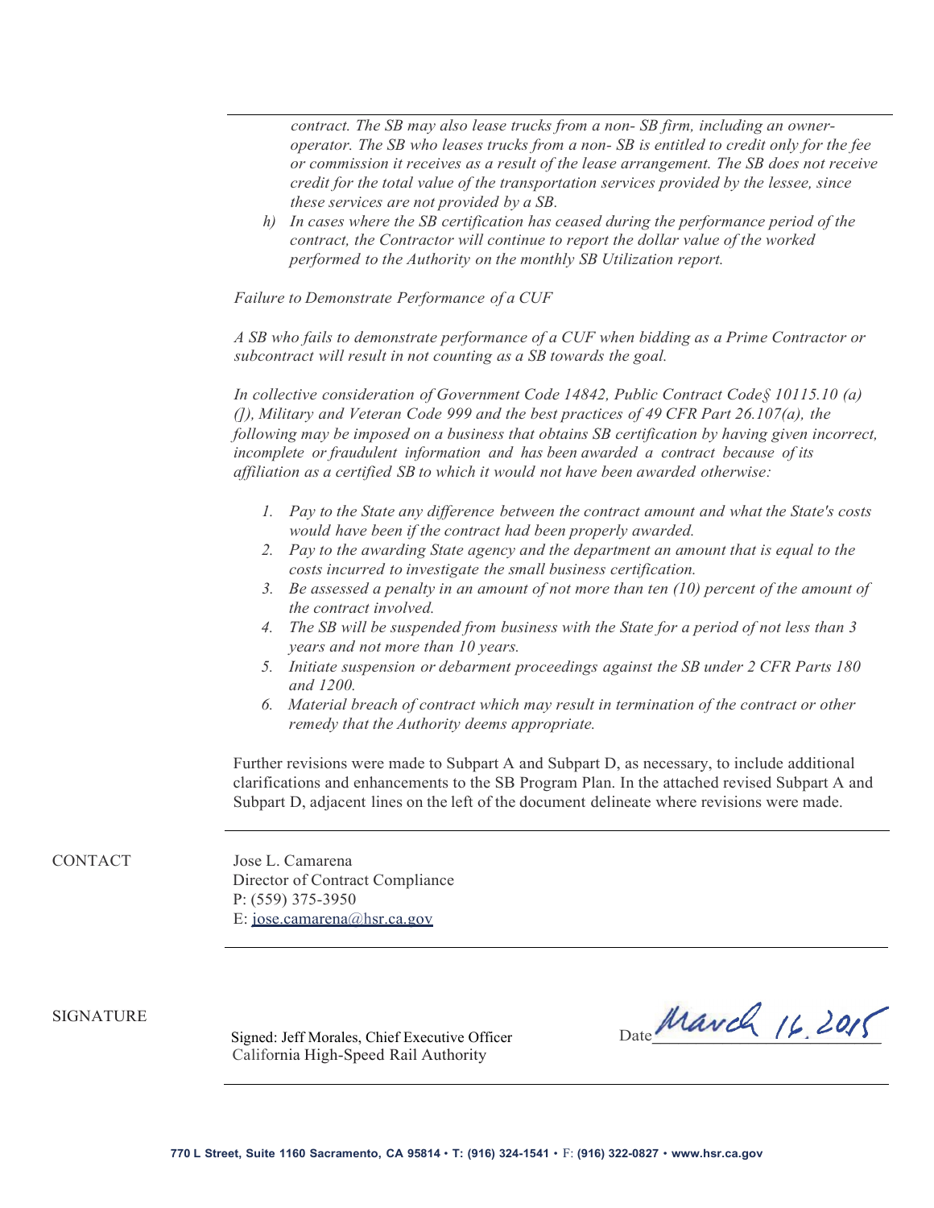*contract. The SB may also lease trucks from a non- SB firm, including an owner-operator. The SB who leases trucks from a non- SB is entitled to credit only for the fee or commission it receives as a result of the lease arrangement. The SB does not receive credit for the total value of the transportation services provided by the lessee, since these services are not provided by a SB.*

*h) In cases where the SB certification has ceased during the performance period of the contract, the Contractor will continue to report the dollar value of the worked performed to the Authority on the monthly SB Utilization report.*

*Failure to Demonstrate Performance of a CUF*

*A SB who fails to demonstrate performance of a CUF when bidding as a Prime Contractor or subcontract will result in not counting as a SB towards the goal.*

*In collective consideration of Government Code 14842, Public Contract Code§ 10115.10 (a) ([]), Military and Veteran Code 999 and the best practices of 49 CFR Part 26.107(a), the following may be imposed on a business that obtains SB certification by having given incorrect, incomplete or fraudulent information and has been awarded a contract because of its affiliation as a certified SB to which it would not have been awarded otherwise:*

1. *Pay to the State any difference between the contract amount and what the State's costs would have been if the contract had been properly awarded.*
2. *Pay to the awarding State agency and the department an amount that is equal to the costs incurred to investigate the small business certification.*
3. *Be assessed a penalty in an amount of not more than ten (10) percent of the amount of the contract involved.*
4. *The SB will be suspended from business with the State for a period of not less than 3 years and not more than 10 years.*
5. *Initiate suspension or debarment proceedings against the SB under 2 CFR Parts 180 and 1200.*
6. *Material breach of contract which may result in termination of the contract or other remedy that the Authority deems appropriate.*

Further revisions were made to Subpart A and Subpart D, as necessary, to include additional clarifications and enhancements to the SB Program Plan. In the attached revised Subpart A and Subpart D, adjacent lines on the left of the document delineate where revisions were made.

CONTACT

Jose L. Camarena
Director of Contract Compliance
P: (559) 375-3950
E: jose.camarena@hsr.ca.gov

SIGNATURE

Signed: Jeff Morales, Chief Executive Officer
California High-Speed Rail Authority

Date March 16, 2015

770 L Street, Suite 1160 Sacramento, CA 95814 • T: (916) 324-1541 • F: (916) 322-0827 • www.hsr.ca.gov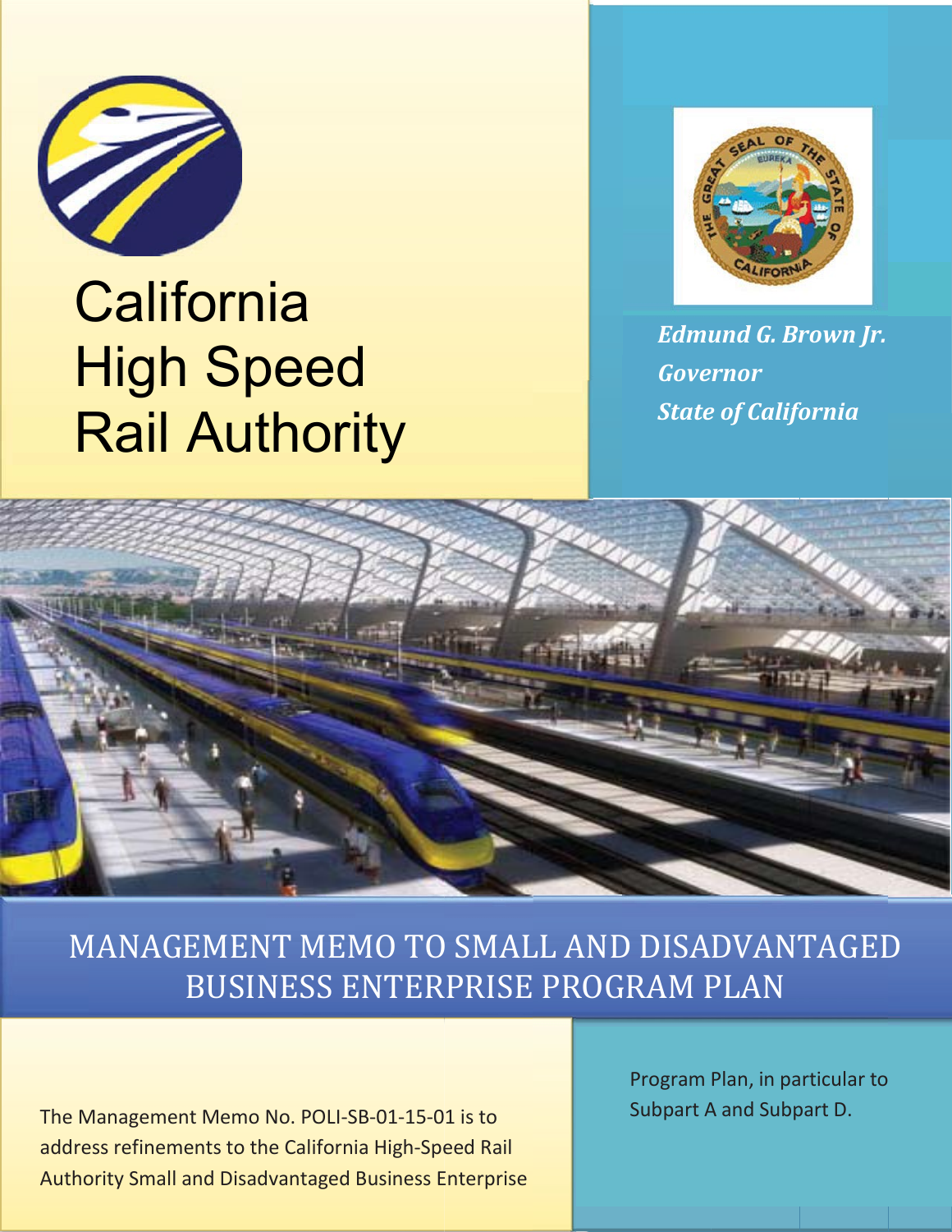# California High Speed Rail Authority

*Edmund G. Brown Jr.*
*Governor*
*State of California*

## MANAGEMENT MEMO TO SMALL AND DISADVANTAGED BUSINESS ENTERPRISE PROGRAM PLAN

The Management Memo No. POLI-SB-01-15-01 is to address refinements to the California High-Speed Rail Authority Small and Disadvantaged Business Enterprise Program Plan, in particular to Subpart A and Subpart D.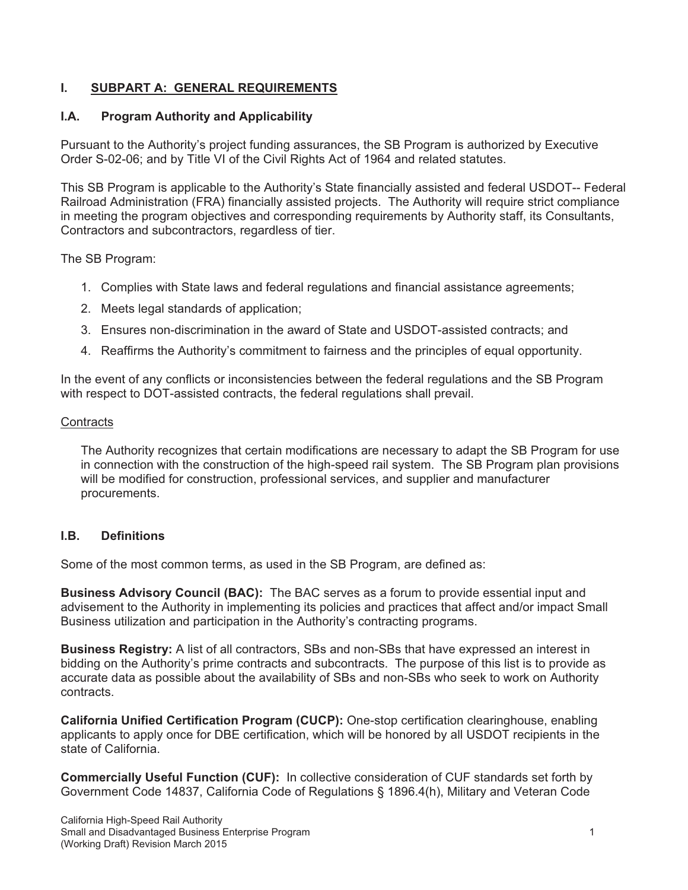# I. SUBPART A: GENERAL REQUIREMENTS

## I.A. Program Authority and Applicability

Pursuant to the Authority's project funding assurances, the SB Program is authorized by Executive Order S-02-06; and by Title VI of the Civil Rights Act of 1964 and related statutes.

This SB Program is applicable to the Authority's State financially assisted and federal USDOT-- Federal Railroad Administration (FRA) financially assisted projects. The Authority will require strict compliance in meeting the program objectives and corresponding requirements by Authority staff, its Consultants, Contractors and subcontractors, regardless of tier.

The SB Program:

1. Complies with State laws and federal regulations and financial assistance agreements;
2. Meets legal standards of application;
3. Ensures non-discrimination in the award of State and USDOT-assisted contracts; and
4. Reaffirms the Authority's commitment to fairness and the principles of equal opportunity.

In the event of any conflicts or inconsistencies between the federal regulations and the SB Program with respect to DOT-assisted contracts, the federal regulations shall prevail.

<u>Contracts</u>

The Authority recognizes that certain modifications are necessary to adapt the SB Program for use in connection with the construction of the high-speed rail system. The SB Program plan provisions will be modified for construction, professional services, and supplier and manufacturer procurements.

## I.B. Definitions

Some of the most common terms, as used in the SB Program, are defined as:

**Business Advisory Council (BAC):** The BAC serves as a forum to provide essential input and advisement to the Authority in implementing its policies and practices that affect and/or impact Small Business utilization and participation in the Authority's contracting programs.

**Business Registry:** A list of all contractors, SBs and non-SBs that have expressed an interest in bidding on the Authority's prime contracts and subcontracts. The purpose of this list is to provide as accurate data as possible about the availability of SBs and non-SBs who seek to work on Authority contracts.

**California Unified Certification Program (CUCP):** One-stop certification clearinghouse, enabling applicants to apply once for DBE certification, which will be honored by all USDOT recipients in the state of California.

**Commercially Useful Function (CUF):** In collective consideration of CUF standards set forth by Government Code 14837, California Code of Regulations § 1896.4(h), Military and Veteran Code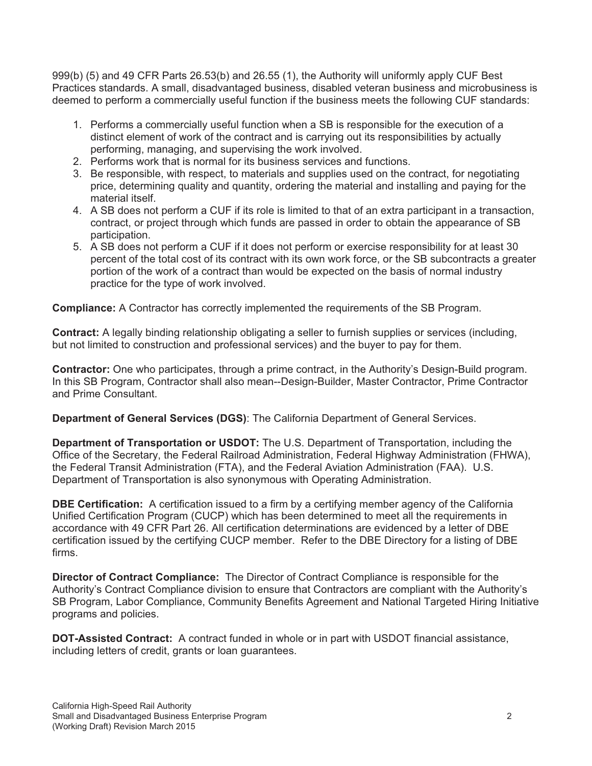999(b) (5) and 49 CFR Parts 26.53(b) and 26.55 (1), the Authority will uniformly apply CUF Best Practices standards. A small, disadvantaged business, disabled veteran business and microbusiness is deemed to perform a commercially useful function if the business meets the following CUF standards:

1. Performs a commercially useful function when a SB is responsible for the execution of a distinct element of work of the contract and is carrying out its responsibilities by actually performing, managing, and supervising the work involved.
2. Performs work that is normal for its business services and functions.
3. Be responsible, with respect, to materials and supplies used on the contract, for negotiating price, determining quality and quantity, ordering the material and installing and paying for the material itself.
4. A SB does not perform a CUF if its role is limited to that of an extra participant in a transaction, contract, or project through which funds are passed in order to obtain the appearance of SB participation.
5. A SB does not perform a CUF if it does not perform or exercise responsibility for at least 30 percent of the total cost of its contract with its own work force, or the SB subcontracts a greater portion of the work of a contract than would be expected on the basis of normal industry practice for the type of work involved.

**Compliance:** A Contractor has correctly implemented the requirements of the SB Program.

**Contract:** A legally binding relationship obligating a seller to furnish supplies or services (including, but not limited to construction and professional services) and the buyer to pay for them.

**Contractor:** One who participates, through a prime contract, in the Authority's Design-Build program. In this SB Program, Contractor shall also mean--Design-Builder, Master Contractor, Prime Contractor and Prime Consultant.

**Department of General Services (DGS)**: The California Department of General Services.

**Department of Transportation or USDOT:** The U.S. Department of Transportation, including the Office of the Secretary, the Federal Railroad Administration, Federal Highway Administration (FHWA), the Federal Transit Administration (FTA), and the Federal Aviation Administration (FAA). U.S. Department of Transportation is also synonymous with Operating Administration.

**DBE Certification:** A certification issued to a firm by a certifying member agency of the California Unified Certification Program (CUCP) which has been determined to meet all the requirements in accordance with 49 CFR Part 26. All certification determinations are evidenced by a letter of DBE certification issued by the certifying CUCP member. Refer to the DBE Directory for a listing of DBE firms.

**Director of Contract Compliance:** The Director of Contract Compliance is responsible for the Authority's Contract Compliance division to ensure that Contractors are compliant with the Authority's SB Program, Labor Compliance, Community Benefits Agreement and National Targeted Hiring Initiative programs and policies.

**DOT-Assisted Contract:** A contract funded in whole or in part with USDOT financial assistance, including letters of credit, grants or loan guarantees.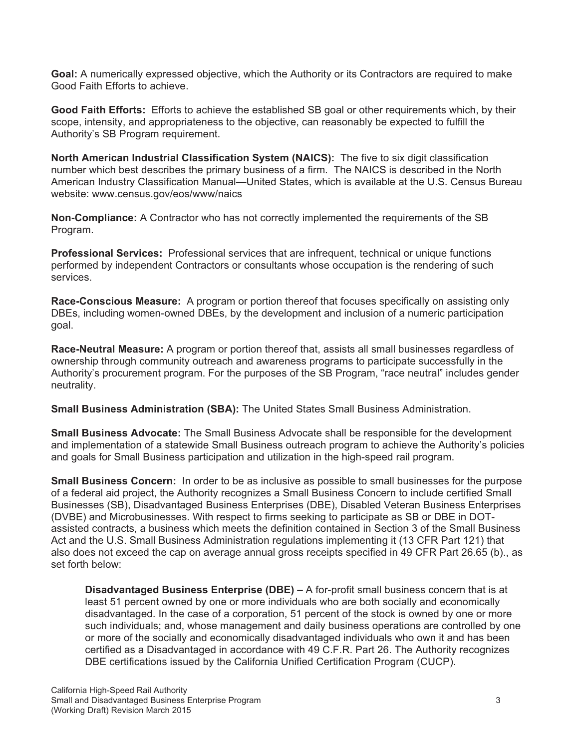**Goal:** A numerically expressed objective, which the Authority or its Contractors are required to make Good Faith Efforts to achieve.

**Good Faith Efforts:** Efforts to achieve the established SB goal or other requirements which, by their scope, intensity, and appropriateness to the objective, can reasonably be expected to fulfill the Authority's SB Program requirement.

**North American Industrial Classification System (NAICS):** The five to six digit classification number which best describes the primary business of a firm. The NAICS is described in the North American Industry Classification Manual—United States, which is available at the U.S. Census Bureau website: www.census.gov/eos/www/naics

**Non-Compliance:** A Contractor who has not correctly implemented the requirements of the SB Program.

**Professional Services:** Professional services that are infrequent, technical or unique functions performed by independent Contractors or consultants whose occupation is the rendering of such services.

**Race-Conscious Measure:** A program or portion thereof that focuses specifically on assisting only DBEs, including women-owned DBEs, by the development and inclusion of a numeric participation goal.

**Race-Neutral Measure:** A program or portion thereof that, assists all small businesses regardless of ownership through community outreach and awareness programs to participate successfully in the Authority's procurement program. For the purposes of the SB Program, "race neutral" includes gender neutrality.

**Small Business Administration (SBA):** The United States Small Business Administration.

**Small Business Advocate:** The Small Business Advocate shall be responsible for the development and implementation of a statewide Small Business outreach program to achieve the Authority's policies and goals for Small Business participation and utilization in the high-speed rail program.

**Small Business Concern:** In order to be as inclusive as possible to small businesses for the purpose of a federal aid project, the Authority recognizes a Small Business Concern to include certified Small Businesses (SB), Disadvantaged Business Enterprises (DBE), Disabled Veteran Business Enterprises (DVBE) and Microbusinesses. With respect to firms seeking to participate as SB or DBE in DOT-assisted contracts, a business which meets the definition contained in Section 3 of the Small Business Act and the U.S. Small Business Administration regulations implementing it (13 CFR Part 121) that also does not exceed the cap on average annual gross receipts specified in 49 CFR Part 26.65 (b)., as set forth below:

> **Disadvantaged Business Enterprise (DBE) –** A for-profit small business concern that is at least 51 percent owned by one or more individuals who are both socially and economically disadvantaged. In the case of a corporation, 51 percent of the stock is owned by one or more such individuals; and, whose management and daily business operations are controlled by one or more of the socially and economically disadvantaged individuals who own it and has been certified as a Disadvantaged in accordance with 49 C.F.R. Part 26. The Authority recognizes DBE certifications issued by the California Unified Certification Program (CUCP).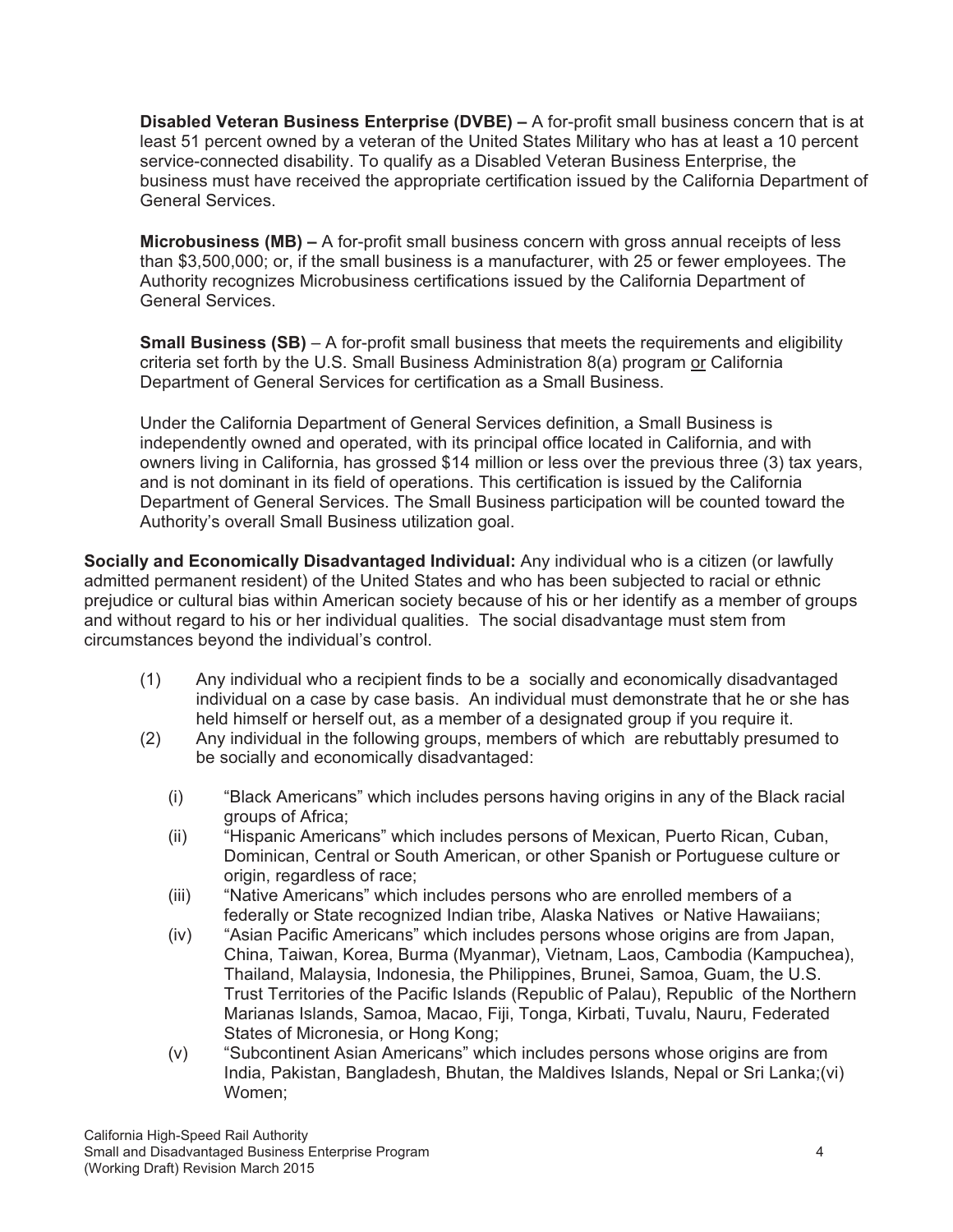**Disabled Veteran Business Enterprise (DVBE) –** A for-profit small business concern that is at least 51 percent owned by a veteran of the United States Military who has at least a 10 percent service-connected disability. To qualify as a Disabled Veteran Business Enterprise, the business must have received the appropriate certification issued by the California Department of General Services.

**Microbusiness (MB) –** A for-profit small business concern with gross annual receipts of less than $3,500,000; or, if the small business is a manufacturer, with 25 or fewer employees. The Authority recognizes Microbusiness certifications issued by the California Department of General Services.

**Small Business (SB)** – A for-profit small business that meets the requirements and eligibility criteria set forth by the U.S. Small Business Administration 8(a) program <u>or</u> California Department of General Services for certification as a Small Business.

Under the California Department of General Services definition, a Small Business is independently owned and operated, with its principal office located in California, and with owners living in California, has grossed $14 million or less over the previous three (3) tax years, and is not dominant in its field of operations. This certification is issued by the California Department of General Services. The Small Business participation will be counted toward the Authority's overall Small Business utilization goal.

**Socially and Economically Disadvantaged Individual:** Any individual who is a citizen (or lawfully admitted permanent resident) of the United States and who has been subjected to racial or ethnic prejudice or cultural bias within American society because of his or her identify as a member of groups and without regard to his or her individual qualities. The social disadvantage must stem from circumstances beyond the individual's control.

(1) Any individual who a recipient finds to be a socially and economically disadvantaged individual on a case by case basis. An individual must demonstrate that he or she has held himself or herself out, as a member of a designated group if you require it.

(2) Any individual in the following groups, members of which are rebuttably presumed to be socially and economically disadvantaged:

  (i) "Black Americans" which includes persons having origins in any of the Black racial groups of Africa;

  (ii) "Hispanic Americans" which includes persons of Mexican, Puerto Rican, Cuban, Dominican, Central or South American, or other Spanish or Portuguese culture or origin, regardless of race;

  (iii) "Native Americans" which includes persons who are enrolled members of a federally or State recognized Indian tribe, Alaska Natives or Native Hawaiians;

  (iv) "Asian Pacific Americans" which includes persons whose origins are from Japan, China, Taiwan, Korea, Burma (Myanmar), Vietnam, Laos, Cambodia (Kampuchea), Thailand, Malaysia, Indonesia, the Philippines, Brunei, Samoa, Guam, the U.S. Trust Territories of the Pacific Islands (Republic of Palau), Republic of the Northern Marianas Islands, Samoa, Macao, Fiji, Tonga, Kirbati, Tuvalu, Nauru, Federated States of Micronesia, or Hong Kong;

  (v) "Subcontinent Asian Americans" which includes persons whose origins are from India, Pakistan, Bangladesh, Bhutan, the Maldives Islands, Nepal or Sri Lanka;(vi) Women;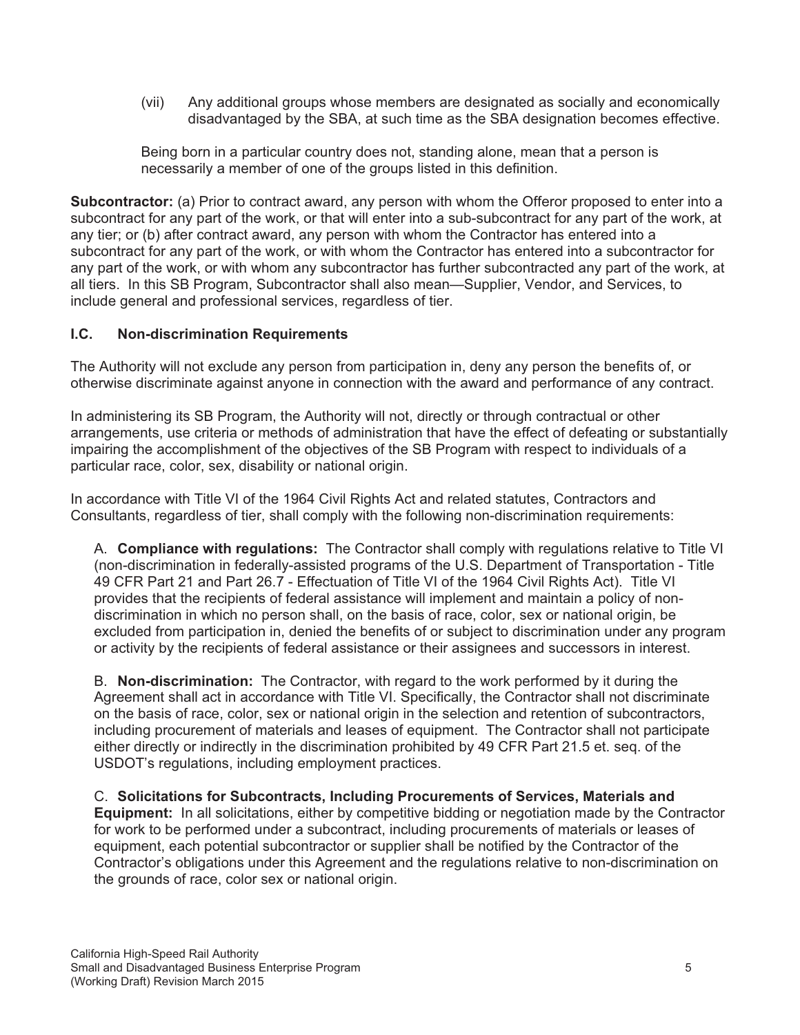(vii) Any additional groups whose members are designated as socially and economically disadvantaged by the SBA, at such time as the SBA designation becomes effective.

Being born in a particular country does not, standing alone, mean that a person is necessarily a member of one of the groups listed in this definition.

**Subcontractor:** (a) Prior to contract award, any person with whom the Offeror proposed to enter into a subcontract for any part of the work, or that will enter into a sub-subcontract for any part of the work, at any tier; or (b) after contract award, any person with whom the Contractor has entered into a subcontract for any part of the work, or with whom the Contractor has entered into a subcontractor for any part of the work, or with whom any subcontractor has further subcontracted any part of the work, at all tiers. In this SB Program, Subcontractor shall also mean—Supplier, Vendor, and Services, to include general and professional services, regardless of tier.

### I.C. Non-discrimination Requirements

The Authority will not exclude any person from participation in, deny any person the benefits of, or otherwise discriminate against anyone in connection with the award and performance of any contract.

In administering its SB Program, the Authority will not, directly or through contractual or other arrangements, use criteria or methods of administration that have the effect of defeating or substantially impairing the accomplishment of the objectives of the SB Program with respect to individuals of a particular race, color, sex, disability or national origin.

In accordance with Title VI of the 1964 Civil Rights Act and related statutes, Contractors and Consultants, regardless of tier, shall comply with the following non-discrimination requirements:

A. **Compliance with regulations:** The Contractor shall comply with regulations relative to Title VI (non-discrimination in federally-assisted programs of the U.S. Department of Transportation - Title 49 CFR Part 21 and Part 26.7 - Effectuation of Title VI of the 1964 Civil Rights Act). Title VI provides that the recipients of federal assistance will implement and maintain a policy of non-discrimination in which no person shall, on the basis of race, color, sex or national origin, be excluded from participation in, denied the benefits of or subject to discrimination under any program or activity by the recipients of federal assistance or their assignees and successors in interest.

B. **Non-discrimination:** The Contractor, with regard to the work performed by it during the Agreement shall act in accordance with Title VI. Specifically, the Contractor shall not discriminate on the basis of race, color, sex or national origin in the selection and retention of subcontractors, including procurement of materials and leases of equipment. The Contractor shall not participate either directly or indirectly in the discrimination prohibited by 49 CFR Part 21.5 et. seq. of the USDOT's regulations, including employment practices.

C. **Solicitations for Subcontracts, Including Procurements of Services, Materials and Equipment:** In all solicitations, either by competitive bidding or negotiation made by the Contractor for work to be performed under a subcontract, including procurements of materials or leases of equipment, each potential subcontractor or supplier shall be notified by the Contractor of the Contractor's obligations under this Agreement and the regulations relative to non-discrimination on the grounds of race, color sex or national origin.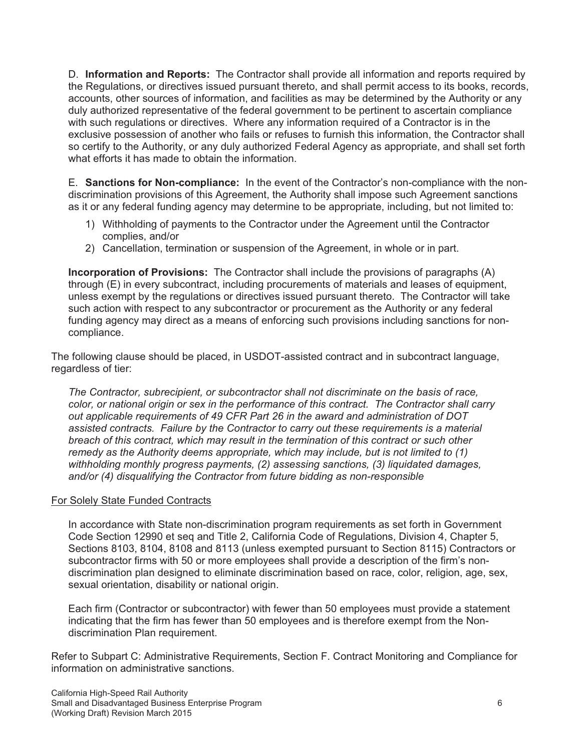D. **Information and Reports:** The Contractor shall provide all information and reports required by the Regulations, or directives issued pursuant thereto, and shall permit access to its books, records, accounts, other sources of information, and facilities as may be determined by the Authority or any duly authorized representative of the federal government to be pertinent to ascertain compliance with such regulations or directives. Where any information required of a Contractor is in the exclusive possession of another who fails or refuses to furnish this information, the Contractor shall so certify to the Authority, or any duly authorized Federal Agency as appropriate, and shall set forth what efforts it has made to obtain the information.

E. **Sanctions for Non-compliance:** In the event of the Contractor's non-compliance with the non-discrimination provisions of this Agreement, the Authority shall impose such Agreement sanctions as it or any federal funding agency may determine to be appropriate, including, but not limited to:

1) Withholding of payments to the Contractor under the Agreement until the Contractor complies, and/or
2) Cancellation, termination or suspension of the Agreement, in whole or in part.

**Incorporation of Provisions:** The Contractor shall include the provisions of paragraphs (A) through (E) in every subcontract, including procurements of materials and leases of equipment, unless exempt by the regulations or directives issued pursuant thereto. The Contractor will take such action with respect to any subcontractor or procurement as the Authority or any federal funding agency may direct as a means of enforcing such provisions including sanctions for non-compliance.

The following clause should be placed, in USDOT-assisted contract and in subcontract language, regardless of tier:

*The Contractor, subrecipient, or subcontractor shall not discriminate on the basis of race, color, or national origin or sex in the performance of this contract. The Contractor shall carry out applicable requirements of 49 CFR Part 26 in the award and administration of DOT assisted contracts. Failure by the Contractor to carry out these requirements is a material breach of this contract, which may result in the termination of this contract or such other remedy as the Authority deems appropriate, which may include, but is not limited to (1) withholding monthly progress payments, (2) assessing sanctions, (3) liquidated damages, and/or (4) disqualifying the Contractor from future bidding as non-responsible*

<u>For Solely State Funded Contracts</u>

In accordance with State non-discrimination program requirements as set forth in Government Code Section 12990 et seq and Title 2, California Code of Regulations, Division 4, Chapter 5, Sections 8103, 8104, 8108 and 8113 (unless exempted pursuant to Section 8115) Contractors or subcontractor firms with 50 or more employees shall provide a description of the firm's non-discrimination plan designed to eliminate discrimination based on race, color, religion, age, sex, sexual orientation, disability or national origin.

Each firm (Contractor or subcontractor) with fewer than 50 employees must provide a statement indicating that the firm has fewer than 50 employees and is therefore exempt from the Non-discrimination Plan requirement.

Refer to Subpart C: Administrative Requirements, Section F. Contract Monitoring and Compliance for information on administrative sanctions.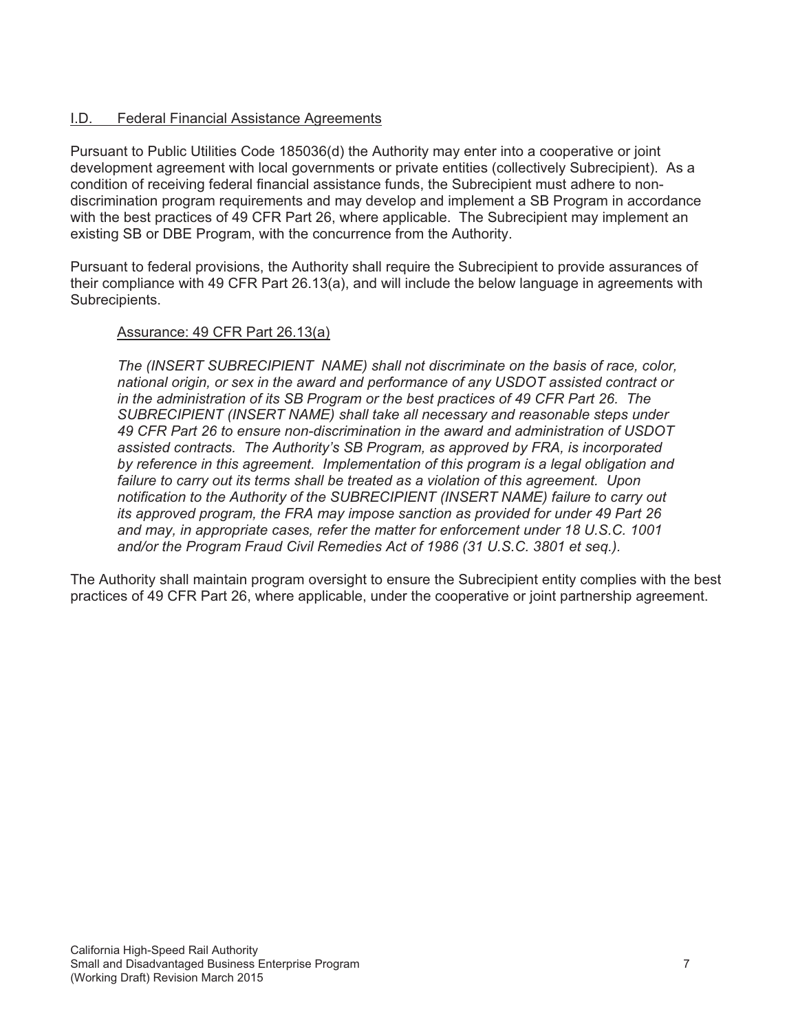## I.D. Federal Financial Assistance Agreements

Pursuant to Public Utilities Code 185036(d) the Authority may enter into a cooperative or joint development agreement with local governments or private entities (collectively Subrecipient). As a condition of receiving federal financial assistance funds, the Subrecipient must adhere to non-discrimination program requirements and may develop and implement a SB Program in accordance with the best practices of 49 CFR Part 26, where applicable. The Subrecipient may implement an existing SB or DBE Program, with the concurrence from the Authority.

Pursuant to federal provisions, the Authority shall require the Subrecipient to provide assurances of their compliance with 49 CFR Part 26.13(a), and will include the below language in agreements with Subrecipients.

### Assurance: 49 CFR Part 26.13(a)

*The (INSERT SUBRECIPIENT NAME) shall not discriminate on the basis of race, color, national origin, or sex in the award and performance of any USDOT assisted contract or in the administration of its SB Program or the best practices of 49 CFR Part 26. The SUBRECIPIENT (INSERT NAME) shall take all necessary and reasonable steps under 49 CFR Part 26 to ensure non-discrimination in the award and administration of USDOT assisted contracts. The Authority's SB Program, as approved by FRA, is incorporated by reference in this agreement. Implementation of this program is a legal obligation and failure to carry out its terms shall be treated as a violation of this agreement. Upon notification to the Authority of the SUBRECIPIENT (INSERT NAME) failure to carry out its approved program, the FRA may impose sanction as provided for under 49 Part 26 and may, in appropriate cases, refer the matter for enforcement under 18 U.S.C. 1001 and/or the Program Fraud Civil Remedies Act of 1986 (31 U.S.C. 3801 et seq.).*

The Authority shall maintain program oversight to ensure the Subrecipient entity complies with the best practices of 49 CFR Part 26, where applicable, under the cooperative or joint partnership agreement.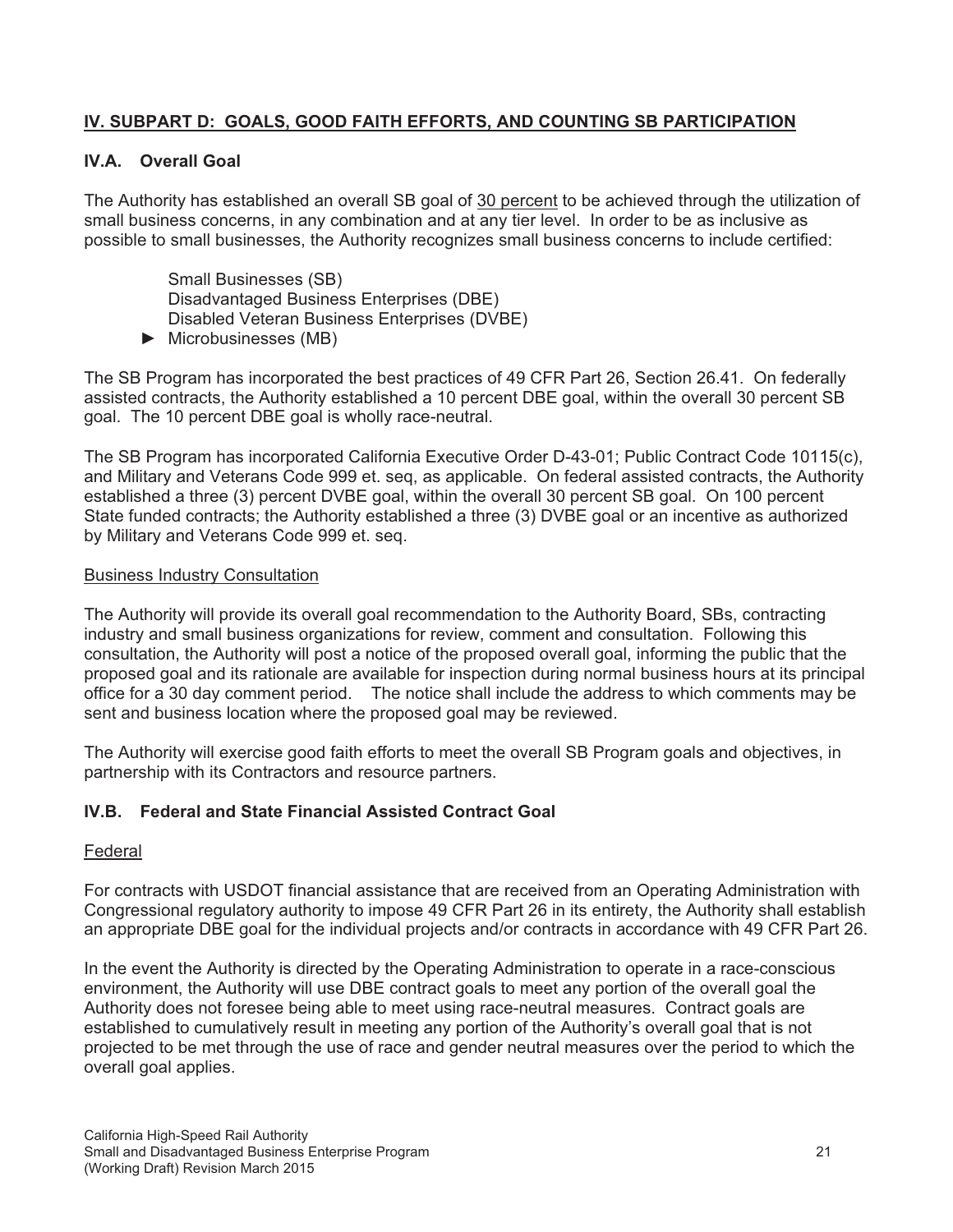## IV. SUBPART D: GOALS, GOOD FAITH EFFORTS, AND COUNTING SB PARTICIPATION

### IV.A. Overall Goal

The Authority has established an overall SB goal of 30 percent to be achieved through the utilization of small business concerns, in any combination and at any tier level. In order to be as inclusive as possible to small businesses, the Authority recognizes small business concerns to include certified:

- Small Businesses (SB)
- Disadvantaged Business Enterprises (DBE)
- Disabled Veteran Business Enterprises (DVBE)
- Microbusinesses (MB)

The SB Program has incorporated the best practices of 49 CFR Part 26, Section 26.41. On federally assisted contracts, the Authority established a 10 percent DBE goal, within the overall 30 percent SB goal. The 10 percent DBE goal is wholly race-neutral.

The SB Program has incorporated California Executive Order D-43-01; Public Contract Code 10115(c), and Military and Veterans Code 999 et. seq, as applicable. On federal assisted contracts, the Authority established a three (3) percent DVBE goal, within the overall 30 percent SB goal. On 100 percent State funded contracts; the Authority established a three (3) DVBE goal or an incentive as authorized by Military and Veterans Code 999 et. seq.

Business Industry Consultation

The Authority will provide its overall goal recommendation to the Authority Board, SBs, contracting industry and small business organizations for review, comment and consultation. Following this consultation, the Authority will post a notice of the proposed overall goal, informing the public that the proposed goal and its rationale are available for inspection during normal business hours at its principal office for a 30 day comment period. The notice shall include the address to which comments may be sent and business location where the proposed goal may be reviewed.

The Authority will exercise good faith efforts to meet the overall SB Program goals and objectives, in partnership with its Contractors and resource partners.

### IV.B. Federal and State Financial Assisted Contract Goal

Federal

For contracts with USDOT financial assistance that are received from an Operating Administration with Congressional regulatory authority to impose 49 CFR Part 26 in its entirety, the Authority shall establish an appropriate DBE goal for the individual projects and/or contracts in accordance with 49 CFR Part 26.

In the event the Authority is directed by the Operating Administration to operate in a race-conscious environment, the Authority will use DBE contract goals to meet any portion of the overall goal the Authority does not foresee being able to meet using race-neutral measures. Contract goals are established to cumulatively result in meeting any portion of the Authority's overall goal that is not projected to be met through the use of race and gender neutral measures over the period to which the overall goal applies.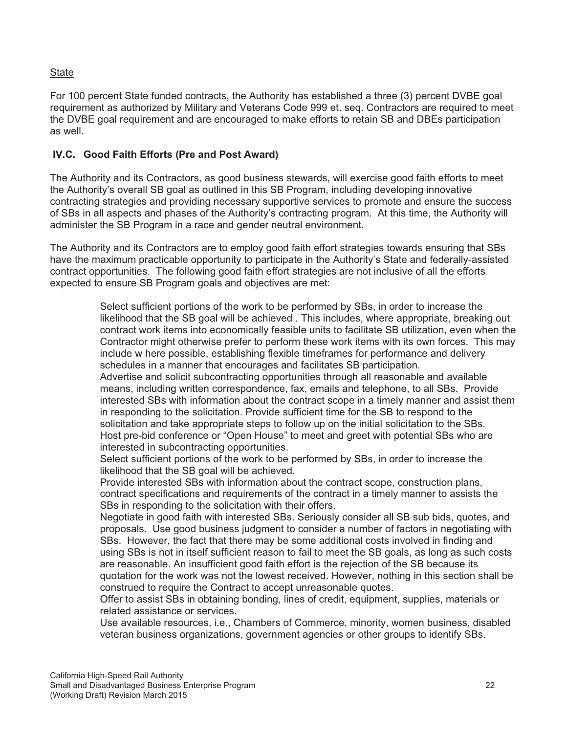State

For 100 percent State funded contracts, the Authority has established a three (3) percent DVBE goal requirement as authorized by Military and Veterans Code 999 et. seq. Contractors are required to meet the DVBE goal requirement and are encouraged to make efforts to retain SB and DBEs participation as well.

### IV.C. Good Faith Efforts (Pre and Post Award)

The Authority and its Contractors, as good business stewards, will exercise good faith efforts to meet the Authority's overall SB goal as outlined in this SB Program, including developing innovative contracting strategies and providing necessary supportive services to promote and ensure the success of SBs in all aspects and phases of the Authority's contracting program. At this time, the Authority will administer the SB Program in a race and gender neutral environment.

The Authority and its Contractors are to employ good faith effort strategies towards ensuring that SBs have the maximum practicable opportunity to participate in the Authority's State and federally-assisted contract opportunities. The following good faith effort strategies are not inclusive of all the efforts expected to ensure SB Program goals and objectives are met:

- Select sufficient portions of the work to be performed by SBs, in order to increase the likelihood that the SB goal will be achieved . This includes, where appropriate, breaking out contract work items into economically feasible units to facilitate SB utilization, even when the Contractor might otherwise prefer to perform these work items with its own forces. This may include w here possible, establishing flexible timeframes for performance and delivery schedules in a manner that encourages and facilitates SB participation.
- Advertise and solicit subcontracting opportunities through all reasonable and available means, including written correspondence, fax, emails and telephone, to all SBs. Provide interested SBs with information about the contract scope in a timely manner and assist them in responding to the solicitation. Provide sufficient time for the SB to respond to the solicitation and take appropriate steps to follow up on the initial solicitation to the SBs.
- Host pre-bid conference or "Open House" to meet and greet with potential SBs who are interested in subcontracting opportunities.
- Select sufficient portions of the work to be performed by SBs, in order to increase the likelihood that the SB goal will be achieved.
- Provide interested SBs with information about the contract scope, construction plans, contract specifications and requirements of the contract in a timely manner to assists the SBs in responding to the solicitation with their offers.
- Negotiate in good faith with interested SBs. Seriously consider all SB sub bids, quotes, and proposals. Use good business judgment to consider a number of factors in negotiating with SBs. However, the fact that there may be some additional costs involved in finding and using SBs is not in itself sufficient reason to fail to meet the SB goals, as long as such costs are reasonable. An insufficient good faith effort is the rejection of the SB because its quotation for the work was not the lowest received. However, nothing in this section shall be construed to require the Contract to accept unreasonable quotes.
- Offer to assist SBs in obtaining bonding, lines of credit, equipment, supplies, materials or related assistance or services.
- Use available resources, i.e., Chambers of Commerce, minority, women business, disabled veteran business organizations, government agencies or other groups to identify SBs.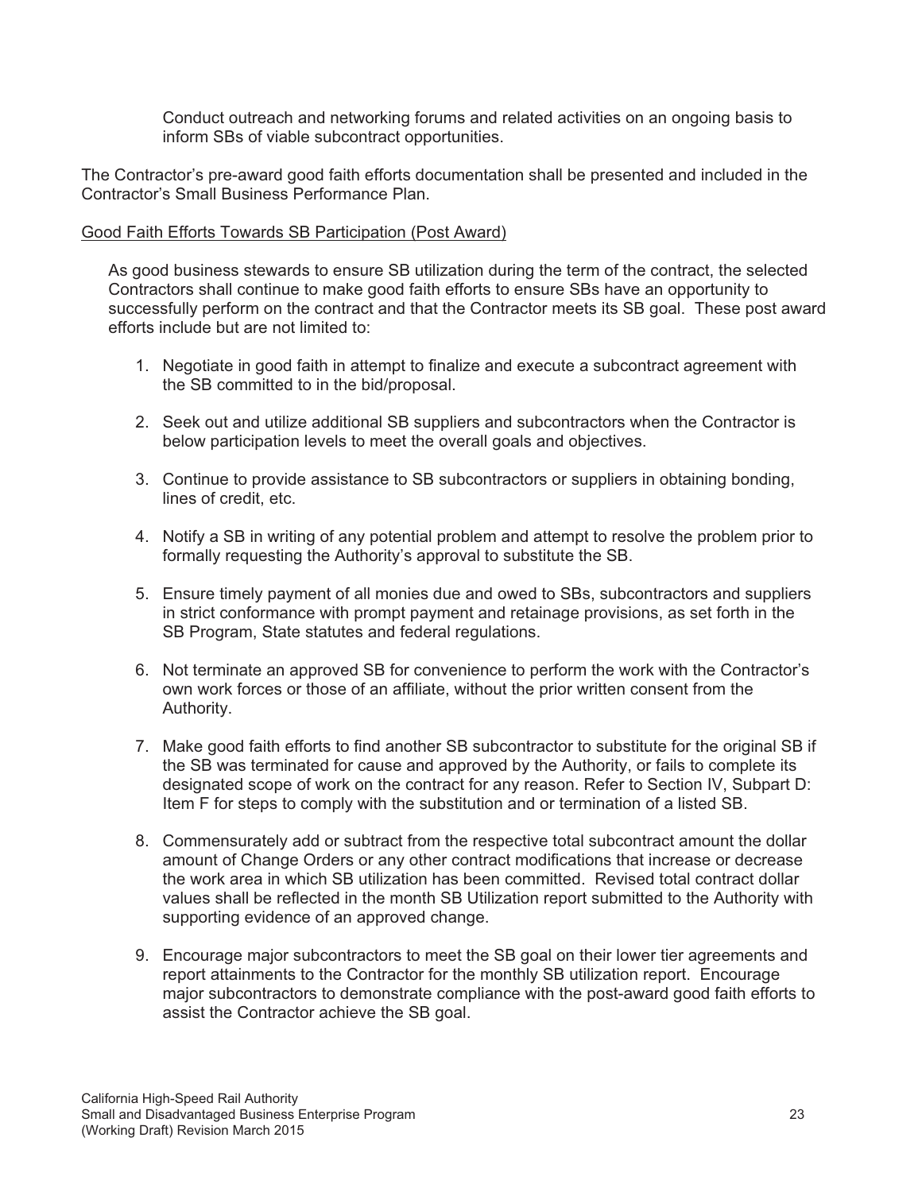Conduct outreach and networking forums and related activities on an ongoing basis to inform SBs of viable subcontract opportunities.

The Contractor's pre-award good faith efforts documentation shall be presented and included in the Contractor's Small Business Performance Plan.

<u>Good Faith Efforts Towards SB Participation (Post Award)</u>

As good business stewards to ensure SB utilization during the term of the contract, the selected Contractors shall continue to make good faith efforts to ensure SBs have an opportunity to successfully perform on the contract and that the Contractor meets its SB goal. These post award efforts include but are not limited to:

1. Negotiate in good faith in attempt to finalize and execute a subcontract agreement with the SB committed to in the bid/proposal.

2. Seek out and utilize additional SB suppliers and subcontractors when the Contractor is below participation levels to meet the overall goals and objectives.

3. Continue to provide assistance to SB subcontractors or suppliers in obtaining bonding, lines of credit, etc.

4. Notify a SB in writing of any potential problem and attempt to resolve the problem prior to formally requesting the Authority's approval to substitute the SB.

5. Ensure timely payment of all monies due and owed to SBs, subcontractors and suppliers in strict conformance with prompt payment and retainage provisions, as set forth in the SB Program, State statutes and federal regulations.

6. Not terminate an approved SB for convenience to perform the work with the Contractor's own work forces or those of an affiliate, without the prior written consent from the Authority.

7. Make good faith efforts to find another SB subcontractor to substitute for the original SB if the SB was terminated for cause and approved by the Authority, or fails to complete its designated scope of work on the contract for any reason. Refer to Section IV, Subpart D: Item F for steps to comply with the substitution and or termination of a listed SB.

8. Commensurately add or subtract from the respective total subcontract amount the dollar amount of Change Orders or any other contract modifications that increase or decrease the work area in which SB utilization has been committed. Revised total contract dollar values shall be reflected in the month SB Utilization report submitted to the Authority with supporting evidence of an approved change.

9. Encourage major subcontractors to meet the SB goal on their lower tier agreements and report attainments to the Contractor for the monthly SB utilization report. Encourage major subcontractors to demonstrate compliance with the post-award good faith efforts to assist the Contractor achieve the SB goal.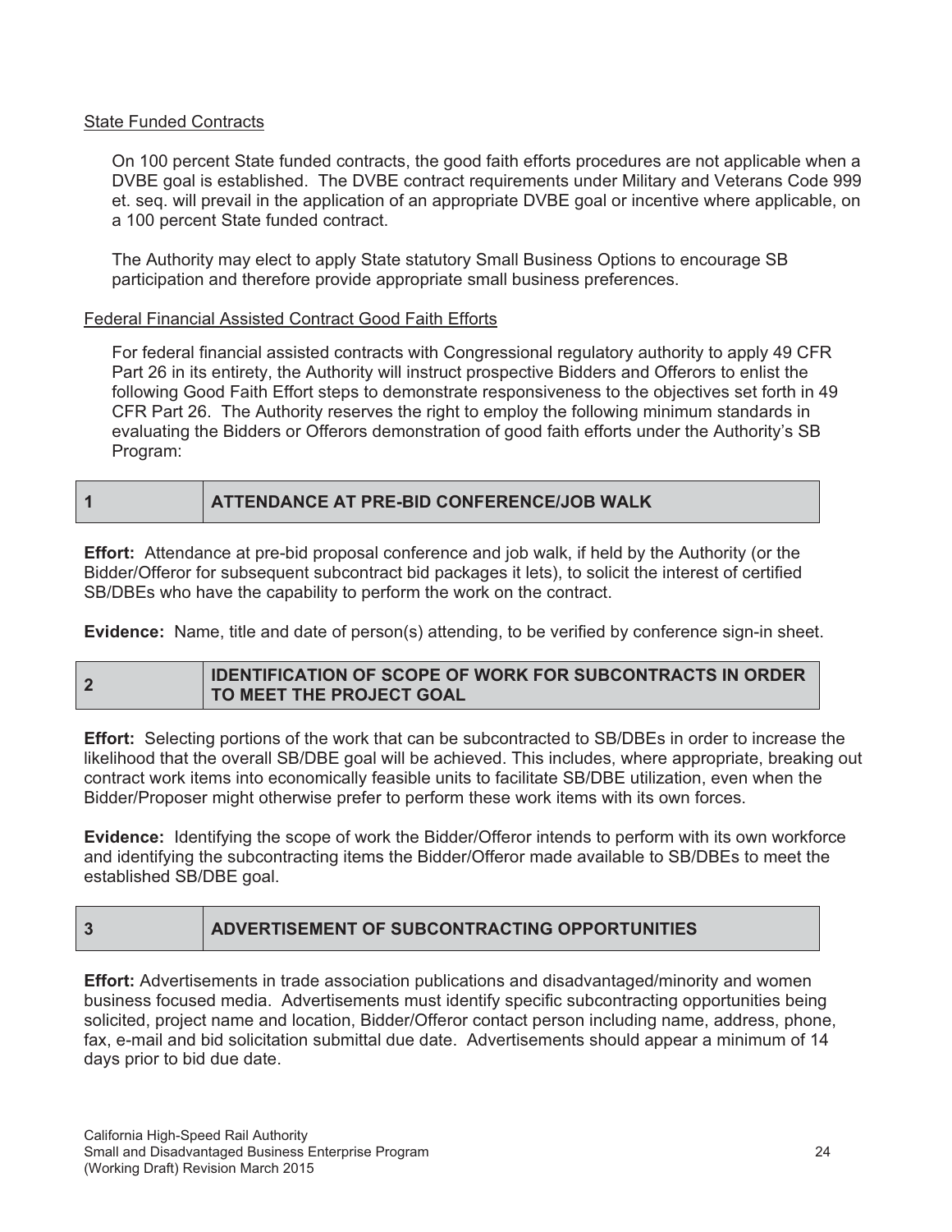State Funded Contracts

On 100 percent State funded contracts, the good faith efforts procedures are not applicable when a DVBE goal is established. The DVBE contract requirements under Military and Veterans Code 999 et. seq. will prevail in the application of an appropriate DVBE goal or incentive where applicable, on a 100 percent State funded contract.

The Authority may elect to apply State statutory Small Business Options to encourage SB participation and therefore provide appropriate small business preferences.

Federal Financial Assisted Contract Good Faith Efforts

For federal financial assisted contracts with Congressional regulatory authority to apply 49 CFR Part 26 in its entirety, the Authority will instruct prospective Bidders and Offerors to enlist the following Good Faith Effort steps to demonstrate responsiveness to the objectives set forth in 49 CFR Part 26. The Authority reserves the right to employ the following minimum standards in evaluating the Bidders or Offerors demonstration of good faith efforts under the Authority's SB Program:

| | |
|---|---|
| **1** | **ATTENDANCE AT PRE-BID CONFERENCE/JOB WALK** |

**Effort:** Attendance at pre-bid proposal conference and job walk, if held by the Authority (or the Bidder/Offeror for subsequent subcontract bid packages it lets), to solicit the interest of certified SB/DBEs who have the capability to perform the work on the contract.

**Evidence:** Name, title and date of person(s) attending, to be verified by conference sign-in sheet.

| | |
|---|---|
| **2** | **IDENTIFICATION OF SCOPE OF WORK FOR SUBCONTRACTS IN ORDER TO MEET THE PROJECT GOAL** |

**Effort:** Selecting portions of the work that can be subcontracted to SB/DBEs in order to increase the likelihood that the overall SB/DBE goal will be achieved. This includes, where appropriate, breaking out contract work items into economically feasible units to facilitate SB/DBE utilization, even when the Bidder/Proposer might otherwise prefer to perform these work items with its own forces.

**Evidence:** Identifying the scope of work the Bidder/Offeror intends to perform with its own workforce and identifying the subcontracting items the Bidder/Offeror made available to SB/DBEs to meet the established SB/DBE goal.

| | |
|---|---|
| **3** | **ADVERTISEMENT OF SUBCONTRACTING OPPORTUNITIES** |

**Effort:** Advertisements in trade association publications and disadvantaged/minority and women business focused media. Advertisements must identify specific subcontracting opportunities being solicited, project name and location, Bidder/Offeror contact person including name, address, phone, fax, e-mail and bid solicitation submittal due date. Advertisements should appear a minimum of 14 days prior to bid due date.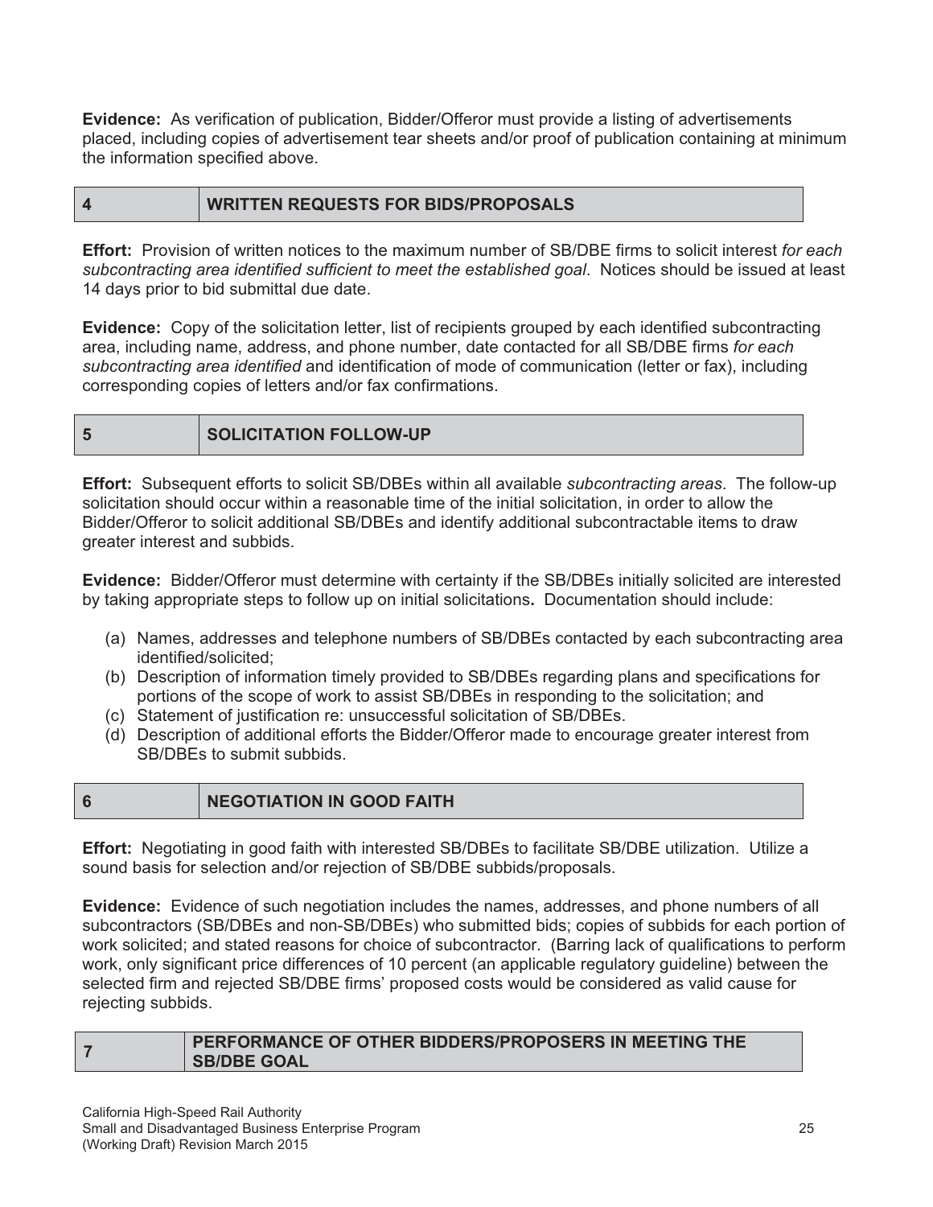**Evidence:** As verification of publication, Bidder/Offeror must provide a listing of advertisements placed, including copies of advertisement tear sheets and/or proof of publication containing at minimum the information specified above.

| 4 | WRITTEN REQUESTS FOR BIDS/PROPOSALS |
|---|---|

**Effort:** Provision of written notices to the maximum number of SB/DBE firms to solicit interest *for each subcontracting area identified sufficient to meet the established goal*. Notices should be issued at least 14 days prior to bid submittal due date.

**Evidence:** Copy of the solicitation letter, list of recipients grouped by each identified subcontracting area, including name, address, and phone number, date contacted for all SB/DBE firms *for each subcontracting area identified* and identification of mode of communication (letter or fax), including corresponding copies of letters and/or fax confirmations.

| 5 | SOLICITATION FOLLOW-UP |
|---|---|

**Effort:** Subsequent efforts to solicit SB/DBEs within all available *subcontracting areas*. The follow-up solicitation should occur within a reasonable time of the initial solicitation, in order to allow the Bidder/Offeror to solicit additional SB/DBEs and identify additional subcontractable items to draw greater interest and subbids.

**Evidence:** Bidder/Offeror must determine with certainty if the SB/DBEs initially solicited are interested by taking appropriate steps to follow up on initial solicitations**.** Documentation should include:

(a) Names, addresses and telephone numbers of SB/DBEs contacted by each subcontracting area identified/solicited;
(b) Description of information timely provided to SB/DBEs regarding plans and specifications for portions of the scope of work to assist SB/DBEs in responding to the solicitation; and
(c) Statement of justification re: unsuccessful solicitation of SB/DBEs.
(d) Description of additional efforts the Bidder/Offeror made to encourage greater interest from SB/DBEs to submit subbids.

| 6 | NEGOTIATION IN GOOD FAITH |
|---|---|

**Effort:** Negotiating in good faith with interested SB/DBEs to facilitate SB/DBE utilization. Utilize a sound basis for selection and/or rejection of SB/DBE subbids/proposals.

**Evidence:** Evidence of such negotiation includes the names, addresses, and phone numbers of all subcontractors (SB/DBEs and non-SB/DBEs) who submitted bids; copies of subbids for each portion of work solicited; and stated reasons for choice of subcontractor. (Barring lack of qualifications to perform work, only significant price differences of 10 percent (an applicable regulatory guideline) between the selected firm and rejected SB/DBE firms' proposed costs would be considered as valid cause for rejecting subbids.

| 7 | PERFORMANCE OF OTHER BIDDERS/PROPOSERS IN MEETING THE SB/DBE GOAL |
|---|---|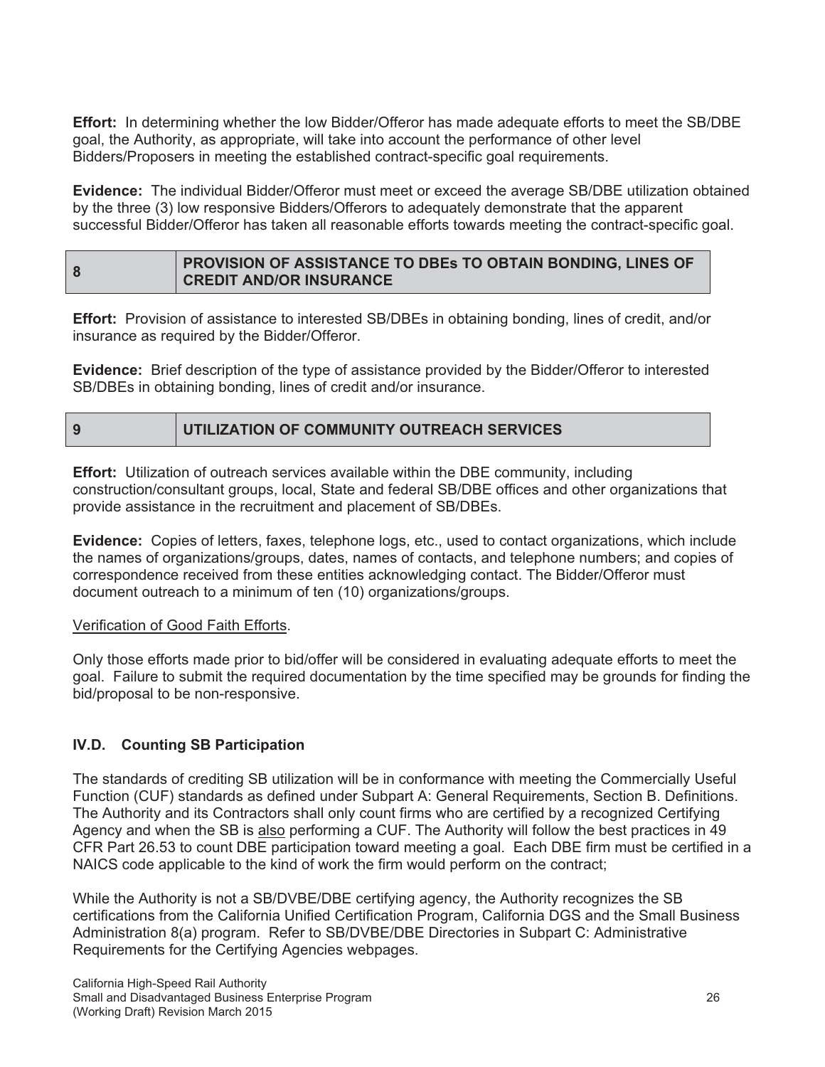**Effort:** In determining whether the low Bidder/Offeror has made adequate efforts to meet the SB/DBE goal, the Authority, as appropriate, will take into account the performance of other level Bidders/Proposers in meeting the established contract-specific goal requirements.

**Evidence:** The individual Bidder/Offeror must meet or exceed the average SB/DBE utilization obtained by the three (3) low responsive Bidders/Offerors to adequately demonstrate that the apparent successful Bidder/Offeror has taken all reasonable efforts towards meeting the contract-specific goal.

| | |
|---|---|
| **8** | **PROVISION OF ASSISTANCE TO DBEs TO OBTAIN BONDING, LINES OF CREDIT AND/OR INSURANCE** |

**Effort:** Provision of assistance to interested SB/DBEs in obtaining bonding, lines of credit, and/or insurance as required by the Bidder/Offeror.

**Evidence:** Brief description of the type of assistance provided by the Bidder/Offeror to interested SB/DBEs in obtaining bonding, lines of credit and/or insurance.

| | |
|---|---|
| **9** | **UTILIZATION OF COMMUNITY OUTREACH SERVICES** |

**Effort:** Utilization of outreach services available within the DBE community, including construction/consultant groups, local, State and federal SB/DBE offices and other organizations that provide assistance in the recruitment and placement of SB/DBEs.

**Evidence:** Copies of letters, faxes, telephone logs, etc., used to contact organizations, which include the names of organizations/groups, dates, names of contacts, and telephone numbers; and copies of correspondence received from these entities acknowledging contact. The Bidder/Offeror must document outreach to a minimum of ten (10) organizations/groups.

Verification of Good Faith Efforts.

Only those efforts made prior to bid/offer will be considered in evaluating adequate efforts to meet the goal. Failure to submit the required documentation by the time specified may be grounds for finding the bid/proposal to be non-responsive.

### IV.D. Counting SB Participation

The standards of crediting SB utilization will be in conformance with meeting the Commercially Useful Function (CUF) standards as defined under Subpart A: General Requirements, Section B. Definitions. The Authority and its Contractors shall only count firms who are certified by a recognized Certifying Agency and when the SB is also performing a CUF. The Authority will follow the best practices in 49 CFR Part 26.53 to count DBE participation toward meeting a goal. Each DBE firm must be certified in a NAICS code applicable to the kind of work the firm would perform on the contract;

While the Authority is not a SB/DVBE/DBE certifying agency, the Authority recognizes the SB certifications from the California Unified Certification Program, California DGS and the Small Business Administration 8(a) program. Refer to SB/DVBE/DBE Directories in Subpart C: Administrative Requirements for the Certifying Agencies webpages.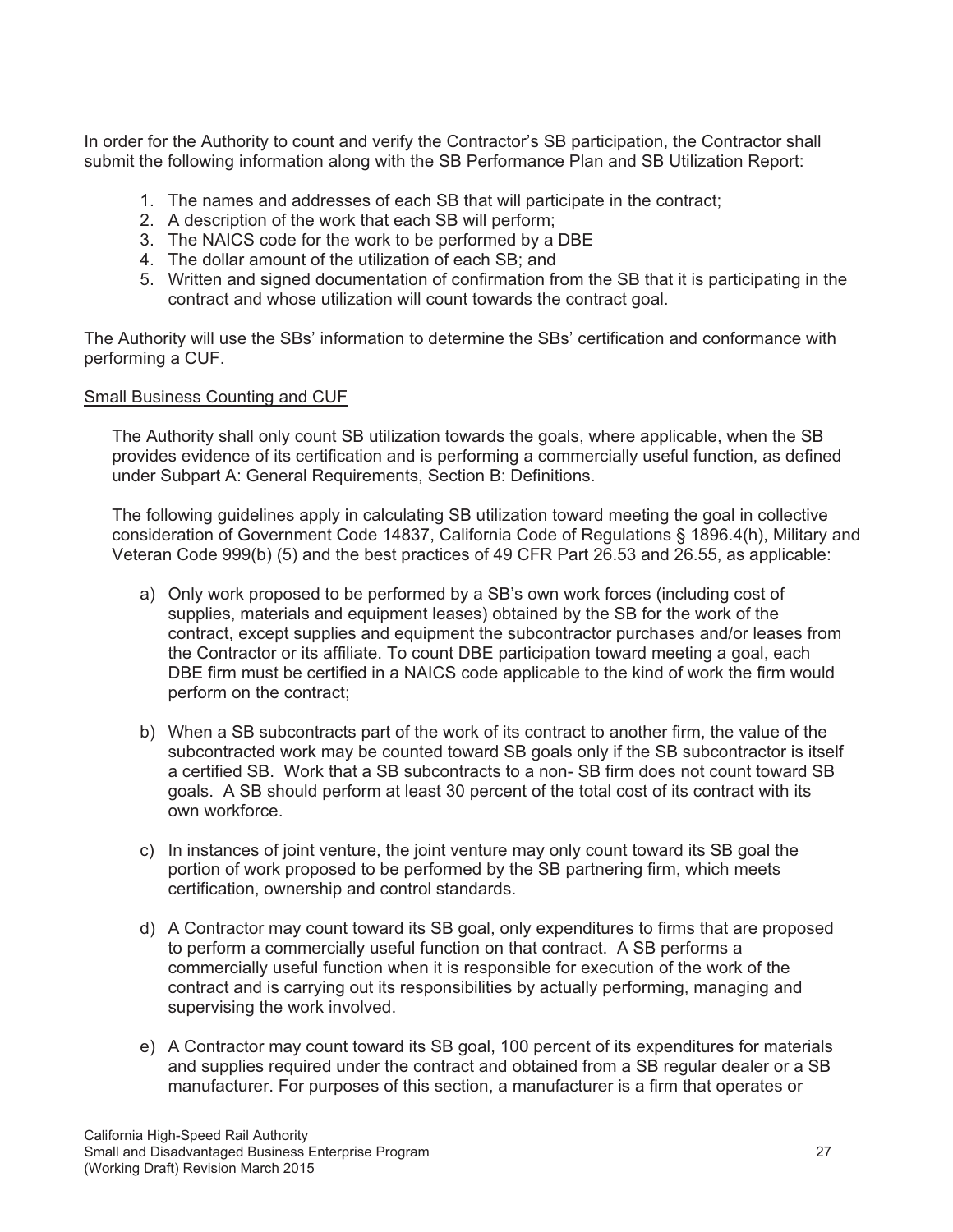In order for the Authority to count and verify the Contractor's SB participation, the Contractor shall submit the following information along with the SB Performance Plan and SB Utilization Report:

1. The names and addresses of each SB that will participate in the contract;
2. A description of the work that each SB will perform;
3. The NAICS code for the work to be performed by a DBE
4. The dollar amount of the utilization of each SB; and
5. Written and signed documentation of confirmation from the SB that it is participating in the contract and whose utilization will count towards the contract goal.

The Authority will use the SBs' information to determine the SBs' certification and conformance with performing a CUF.

<u>Small Business Counting and CUF</u>

The Authority shall only count SB utilization towards the goals, where applicable, when the SB provides evidence of its certification and is performing a commercially useful function, as defined under Subpart A: General Requirements, Section B: Definitions.

The following guidelines apply in calculating SB utilization toward meeting the goal in collective consideration of Government Code 14837, California Code of Regulations § 1896.4(h), Military and Veteran Code 999(b) (5) and the best practices of 49 CFR Part 26.53 and 26.55, as applicable:

a) Only work proposed to be performed by a SB's own work forces (including cost of supplies, materials and equipment leases) obtained by the SB for the work of the contract, except supplies and equipment the subcontractor purchases and/or leases from the Contractor or its affiliate. To count DBE participation toward meeting a goal, each DBE firm must be certified in a NAICS code applicable to the kind of work the firm would perform on the contract;

b) When a SB subcontracts part of the work of its contract to another firm, the value of the subcontracted work may be counted toward SB goals only if the SB subcontractor is itself a certified SB. Work that a SB subcontracts to a non- SB firm does not count toward SB goals. A SB should perform at least 30 percent of the total cost of its contract with its own workforce.

c) In instances of joint venture, the joint venture may only count toward its SB goal the portion of work proposed to be performed by the SB partnering firm, which meets certification, ownership and control standards.

d) A Contractor may count toward its SB goal, only expenditures to firms that are proposed to perform a commercially useful function on that contract. A SB performs a commercially useful function when it is responsible for execution of the work of the contract and is carrying out its responsibilities by actually performing, managing and supervising the work involved.

e) A Contractor may count toward its SB goal, 100 percent of its expenditures for materials and supplies required under the contract and obtained from a SB regular dealer or a SB manufacturer. For purposes of this section, a manufacturer is a firm that operates or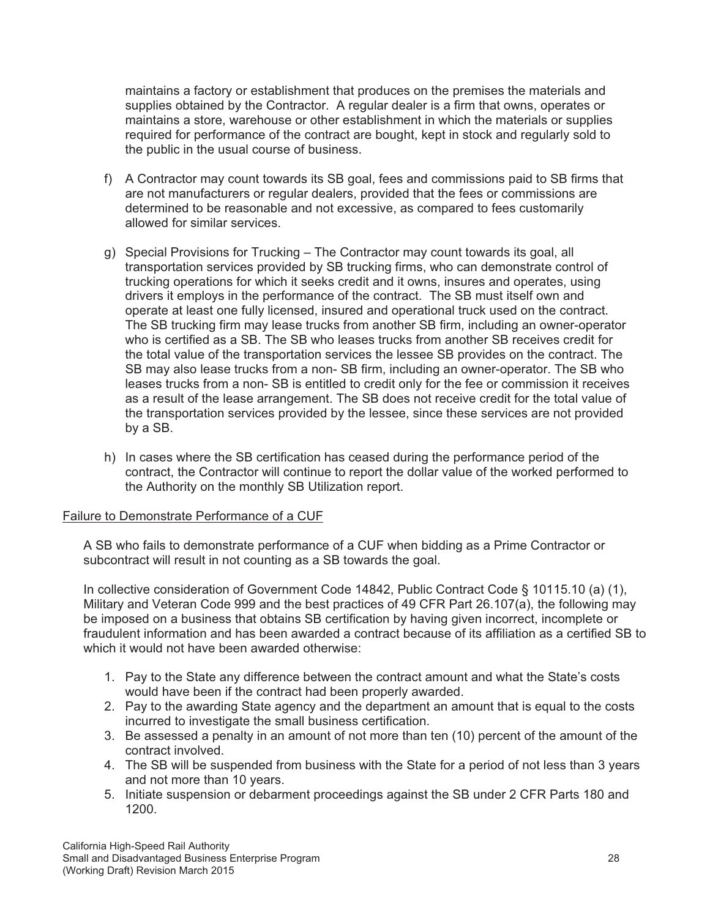maintains a factory or establishment that produces on the premises the materials and supplies obtained by the Contractor. A regular dealer is a firm that owns, operates or maintains a store, warehouse or other establishment in which the materials or supplies required for performance of the contract are bought, kept in stock and regularly sold to the public in the usual course of business.

f) A Contractor may count towards its SB goal, fees and commissions paid to SB firms that are not manufacturers or regular dealers, provided that the fees or commissions are determined to be reasonable and not excessive, as compared to fees customarily allowed for similar services.

g) Special Provisions for Trucking – The Contractor may count towards its goal, all transportation services provided by SB trucking firms, who can demonstrate control of trucking operations for which it seeks credit and it owns, insures and operates, using drivers it employs in the performance of the contract. The SB must itself own and operate at least one fully licensed, insured and operational truck used on the contract. The SB trucking firm may lease trucks from another SB firm, including an owner-operator who is certified as a SB. The SB who leases trucks from another SB receives credit for the total value of the transportation services the lessee SB provides on the contract. The SB may also lease trucks from a non- SB firm, including an owner-operator. The SB who leases trucks from a non- SB is entitled to credit only for the fee or commission it receives as a result of the lease arrangement. The SB does not receive credit for the total value of the transportation services provided by the lessee, since these services are not provided by a SB.

h) In cases where the SB certification has ceased during the performance period of the contract, the Contractor will continue to report the dollar value of the worked performed to the Authority on the monthly SB Utilization report.

Failure to Demonstrate Performance of a CUF

A SB who fails to demonstrate performance of a CUF when bidding as a Prime Contractor or subcontract will result in not counting as a SB towards the goal.

In collective consideration of Government Code 14842, Public Contract Code § 10115.10 (a) (1), Military and Veteran Code 999 and the best practices of 49 CFR Part 26.107(a), the following may be imposed on a business that obtains SB certification by having given incorrect, incomplete or fraudulent information and has been awarded a contract because of its affiliation as a certified SB to which it would not have been awarded otherwise:

1. Pay to the State any difference between the contract amount and what the State's costs would have been if the contract had been properly awarded.
2. Pay to the awarding State agency and the department an amount that is equal to the costs incurred to investigate the small business certification.
3. Be assessed a penalty in an amount of not more than ten (10) percent of the amount of the contract involved.
4. The SB will be suspended from business with the State for a period of not less than 3 years and not more than 10 years.
5. Initiate suspension or debarment proceedings against the SB under 2 CFR Parts 180 and 1200.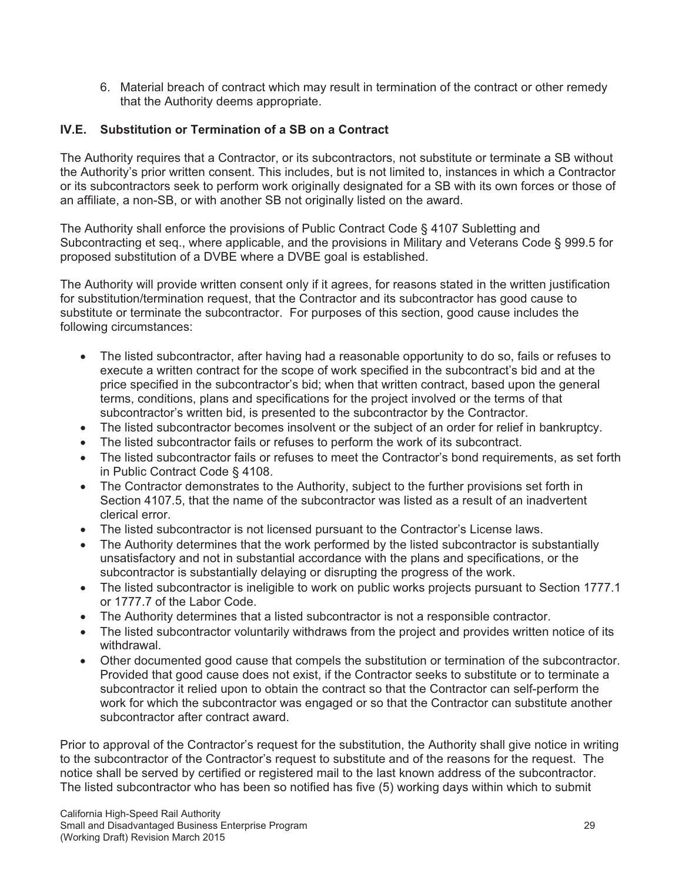6. Material breach of contract which may result in termination of the contract or other remedy that the Authority deems appropriate.

### IV.E. Substitution or Termination of a SB on a Contract

The Authority requires that a Contractor, or its subcontractors, not substitute or terminate a SB without the Authority's prior written consent. This includes, but is not limited to, instances in which a Contractor or its subcontractors seek to perform work originally designated for a SB with its own forces or those of an affiliate, a non-SB, or with another SB not originally listed on the award.

The Authority shall enforce the provisions of Public Contract Code § 4107 Subletting and Subcontracting et seq., where applicable, and the provisions in Military and Veterans Code § 999.5 for proposed substitution of a DVBE where a DVBE goal is established.

The Authority will provide written consent only if it agrees, for reasons stated in the written justification for substitution/termination request, that the Contractor and its subcontractor has good cause to substitute or terminate the subcontractor. For purposes of this section, good cause includes the following circumstances:

- The listed subcontractor, after having had a reasonable opportunity to do so, fails or refuses to execute a written contract for the scope of work specified in the subcontract's bid and at the price specified in the subcontractor's bid; when that written contract, based upon the general terms, conditions, plans and specifications for the project involved or the terms of that subcontractor's written bid, is presented to the subcontractor by the Contractor.
- The listed subcontractor becomes insolvent or the subject of an order for relief in bankruptcy.
- The listed subcontractor fails or refuses to perform the work of its subcontract.
- The listed subcontractor fails or refuses to meet the Contractor's bond requirements, as set forth in Public Contract Code § 4108.
- The Contractor demonstrates to the Authority, subject to the further provisions set forth in Section 4107.5, that the name of the subcontractor was listed as a result of an inadvertent clerical error.
- The listed subcontractor is not licensed pursuant to the Contractor's License laws.
- The Authority determines that the work performed by the listed subcontractor is substantially unsatisfactory and not in substantial accordance with the plans and specifications, or the subcontractor is substantially delaying or disrupting the progress of the work.
- The listed subcontractor is ineligible to work on public works projects pursuant to Section 1777.1 or 1777.7 of the Labor Code.
- The Authority determines that a listed subcontractor is not a responsible contractor.
- The listed subcontractor voluntarily withdraws from the project and provides written notice of its withdrawal.
- Other documented good cause that compels the substitution or termination of the subcontractor. Provided that good cause does not exist, if the Contractor seeks to substitute or to terminate a subcontractor it relied upon to obtain the contract so that the Contractor can self-perform the work for which the subcontractor was engaged or so that the Contractor can substitute another subcontractor after contract award.

Prior to approval of the Contractor's request for the substitution, the Authority shall give notice in writing to the subcontractor of the Contractor's request to substitute and of the reasons for the request. The notice shall be served by certified or registered mail to the last known address of the subcontractor. The listed subcontractor who has been so notified has five (5) working days within which to submit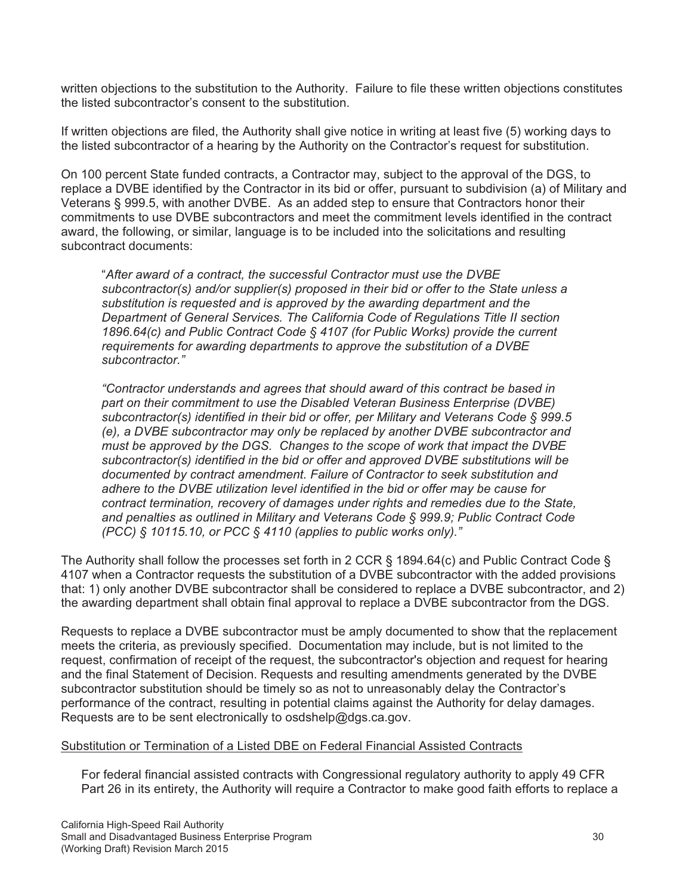written objections to the substitution to the Authority. Failure to file these written objections constitutes the listed subcontractor's consent to the substitution.

If written objections are filed, the Authority shall give notice in writing at least five (5) working days to the listed subcontractor of a hearing by the Authority on the Contractor's request for substitution.

On 100 percent State funded contracts, a Contractor may, subject to the approval of the DGS, to replace a DVBE identified by the Contractor in its bid or offer, pursuant to subdivision (a) of Military and Veterans § 999.5, with another DVBE. As an added step to ensure that Contractors honor their commitments to use DVBE subcontractors and meet the commitment levels identified in the contract award, the following, or similar, language is to be included into the solicitations and resulting subcontract documents:

> "*After award of a contract, the successful Contractor must use the DVBE subcontractor(s) and/or supplier(s) proposed in their bid or offer to the State unless a substitution is requested and is approved by the awarding department and the Department of General Services. The California Code of Regulations Title II section 1896.64(c) and Public Contract Code § 4107 (for Public Works) provide the current requirements for awarding departments to approve the substitution of a DVBE subcontractor.*"
>
> "*Contractor understands and agrees that should award of this contract be based in part on their commitment to use the Disabled Veteran Business Enterprise (DVBE) subcontractor(s) identified in their bid or offer, per Military and Veterans Code § 999.5 (e), a DVBE subcontractor may only be replaced by another DVBE subcontractor and must be approved by the DGS. Changes to the scope of work that impact the DVBE subcontractor(s) identified in the bid or offer and approved DVBE substitutions will be documented by contract amendment. Failure of Contractor to seek substitution and adhere to the DVBE utilization level identified in the bid or offer may be cause for contract termination, recovery of damages under rights and remedies due to the State, and penalties as outlined in Military and Veterans Code § 999.9; Public Contract Code (PCC) § 10115.10, or PCC § 4110 (applies to public works only).*"

The Authority shall follow the processes set forth in 2 CCR § 1894.64(c) and Public Contract Code § 4107 when a Contractor requests the substitution of a DVBE subcontractor with the added provisions that: 1) only another DVBE subcontractor shall be considered to replace a DVBE subcontractor, and 2) the awarding department shall obtain final approval to replace a DVBE subcontractor from the DGS.

Requests to replace a DVBE subcontractor must be amply documented to show that the replacement meets the criteria, as previously specified. Documentation may include, but is not limited to the request, confirmation of receipt of the request, the subcontractor's objection and request for hearing and the final Statement of Decision. Requests and resulting amendments generated by the DVBE subcontractor substitution should be timely so as not to unreasonably delay the Contractor's performance of the contract, resulting in potential claims against the Authority for delay damages. Requests are to be sent electronically to osdshelp@dgs.ca.gov.

<u>Substitution or Termination of a Listed DBE on Federal Financial Assisted Contracts</u>

For federal financial assisted contracts with Congressional regulatory authority to apply 49 CFR Part 26 in its entirety, the Authority will require a Contractor to make good faith efforts to replace a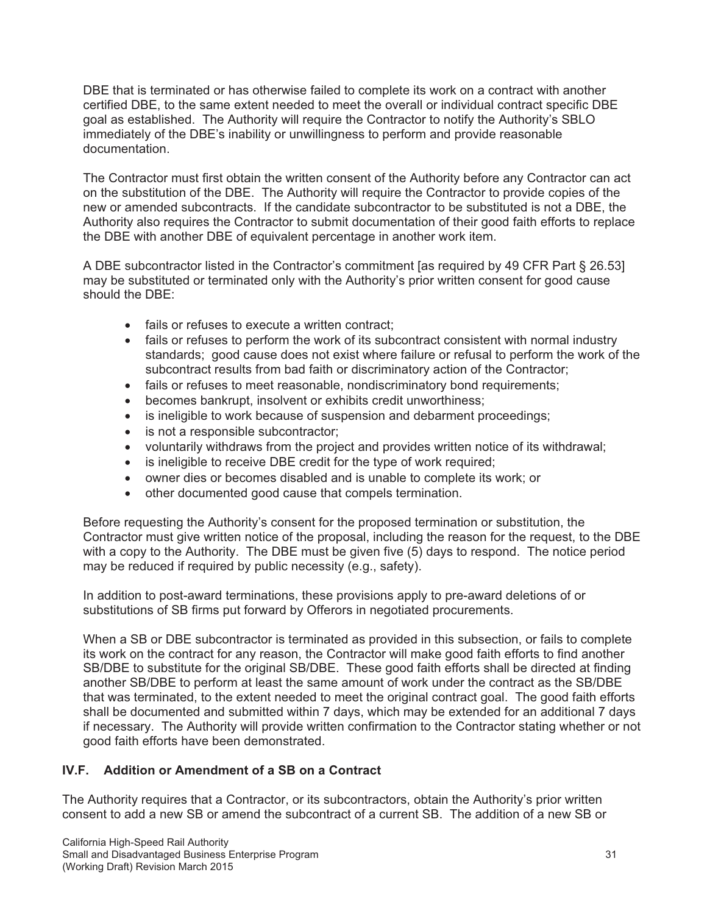DBE that is terminated or has otherwise failed to complete its work on a contract with another certified DBE, to the same extent needed to meet the overall or individual contract specific DBE goal as established. The Authority will require the Contractor to notify the Authority's SBLO immediately of the DBE's inability or unwillingness to perform and provide reasonable documentation.

The Contractor must first obtain the written consent of the Authority before any Contractor can act on the substitution of the DBE. The Authority will require the Contractor to provide copies of the new or amended subcontracts. If the candidate subcontractor to be substituted is not a DBE, the Authority also requires the Contractor to submit documentation of their good faith efforts to replace the DBE with another DBE of equivalent percentage in another work item.

A DBE subcontractor listed in the Contractor's commitment [as required by 49 CFR Part § 26.53] may be substituted or terminated only with the Authority's prior written consent for good cause should the DBE:

- fails or refuses to execute a written contract;
- fails or refuses to perform the work of its subcontract consistent with normal industry standards; good cause does not exist where failure or refusal to perform the work of the subcontract results from bad faith or discriminatory action of the Contractor;
- fails or refuses to meet reasonable, nondiscriminatory bond requirements;
- becomes bankrupt, insolvent or exhibits credit unworthiness;
- is ineligible to work because of suspension and debarment proceedings;
- is not a responsible subcontractor;
- voluntarily withdraws from the project and provides written notice of its withdrawal;
- is ineligible to receive DBE credit for the type of work required;
- owner dies or becomes disabled and is unable to complete its work; or
- other documented good cause that compels termination.

Before requesting the Authority's consent for the proposed termination or substitution, the Contractor must give written notice of the proposal, including the reason for the request, to the DBE with a copy to the Authority. The DBE must be given five (5) days to respond. The notice period may be reduced if required by public necessity (e.g., safety).

In addition to post-award terminations, these provisions apply to pre-award deletions of or substitutions of SB firms put forward by Offerors in negotiated procurements.

When a SB or DBE subcontractor is terminated as provided in this subsection, or fails to complete its work on the contract for any reason, the Contractor will make good faith efforts to find another SB/DBE to substitute for the original SB/DBE. These good faith efforts shall be directed at finding another SB/DBE to perform at least the same amount of work under the contract as the SB/DBE that was terminated, to the extent needed to meet the original contract goal. The good faith efforts shall be documented and submitted within 7 days, which may be extended for an additional 7 days if necessary. The Authority will provide written confirmation to the Contractor stating whether or not good faith efforts have been demonstrated.

### IV.F. Addition or Amendment of a SB on a Contract

The Authority requires that a Contractor, or its subcontractors, obtain the Authority's prior written consent to add a new SB or amend the subcontract of a current SB. The addition of a new SB or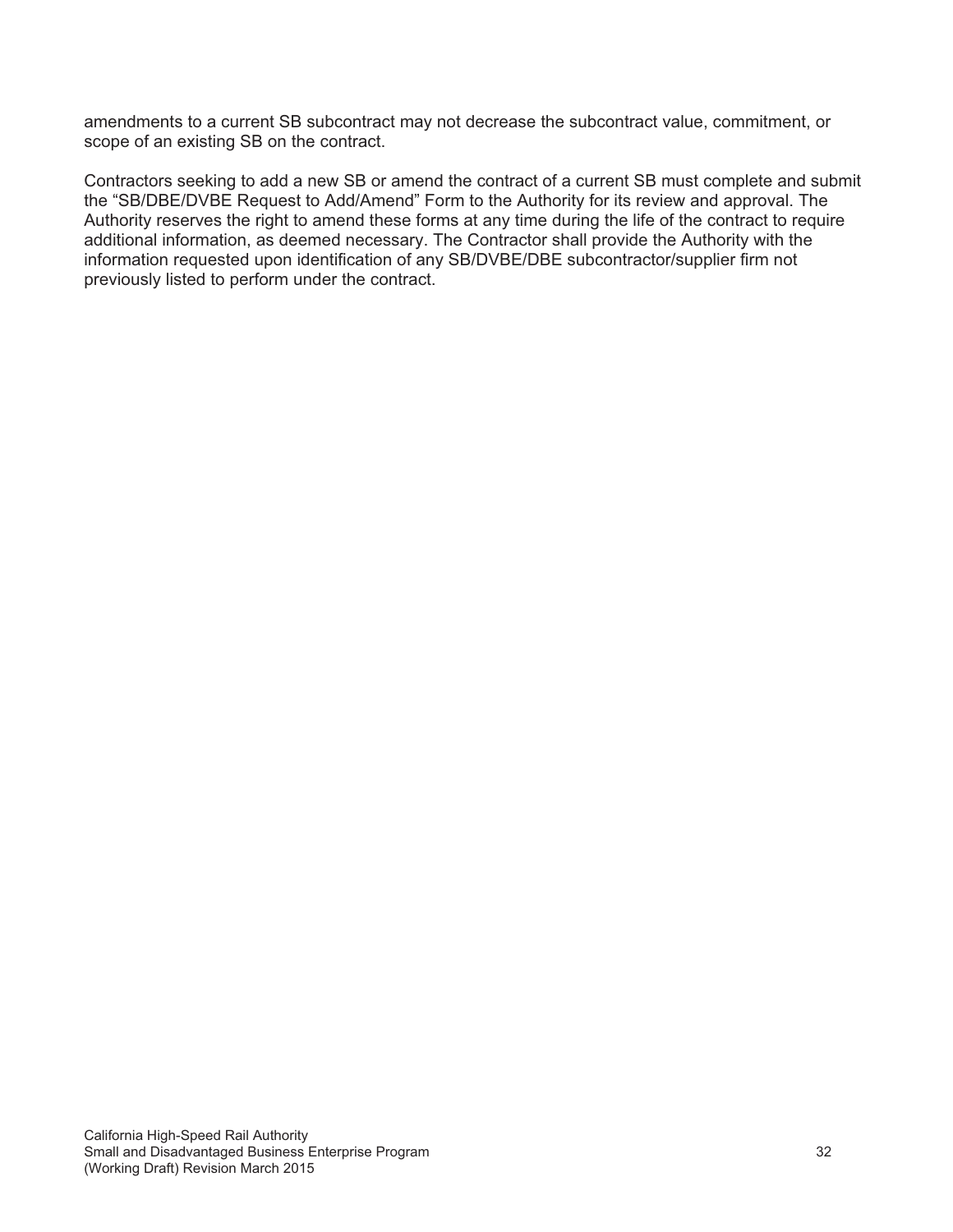amendments to a current SB subcontract may not decrease the subcontract value, commitment, or scope of an existing SB on the contract.

Contractors seeking to add a new SB or amend the contract of a current SB must complete and submit the "SB/DBE/DVBE Request to Add/Amend" Form to the Authority for its review and approval. The Authority reserves the right to amend these forms at any time during the life of the contract to require additional information, as deemed necessary. The Contractor shall provide the Authority with the information requested upon identification of any SB/DVBE/DBE subcontractor/supplier firm not previously listed to perform under the contract.